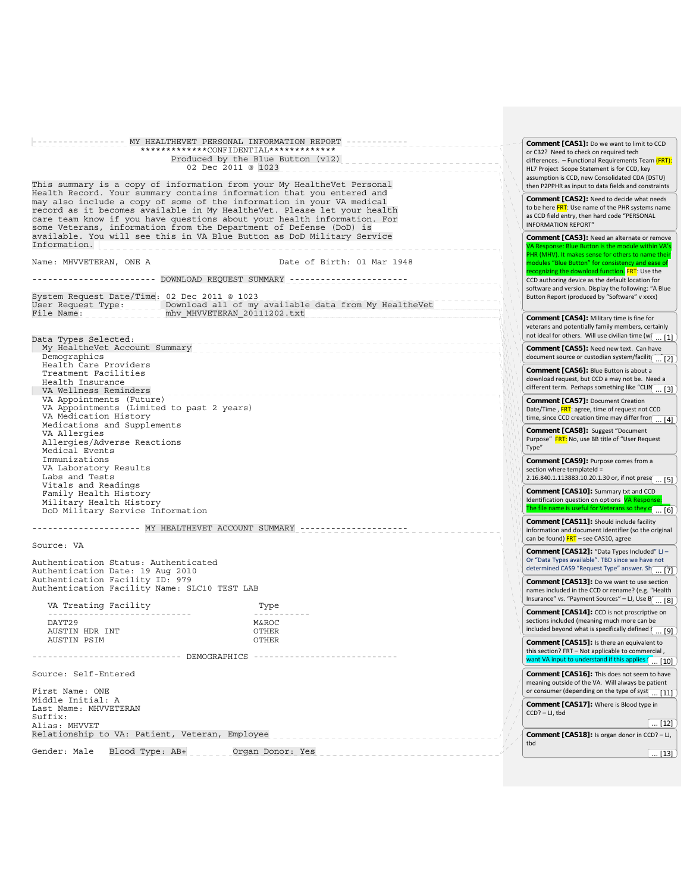------------------ MY HEALTHEVET PERSONAL INFORMATION REPORT ------------
*************CONFIDENTIAL*************
Produced by the Blue Button (v12)
02 Dec 2011 @ 1023

This summary is a copy of information from your My HealtheVet Personal Health Record. Your summary contains information that you entered and may also include a copy of some of the information in your VA medical record as it becomes available in My HealtheVet. Please let your health care team know if you have questions about your health information. For some Veterans, information from the Department of Defense (DoD) is available. You will see this in VA Blue Button as DoD Military Service Information.

Name: MHVVETERAN, ONE A Date of Birth: 01 Mar 1948

------------------------ DOWNLOAD REQUEST SUMMARY ------------------------

System Request Date/Time: 02 Dec 2011 @ 1023
User Request Type: Download all of my available data from My HealtheVet
File Name: mhv_MHVVETERAN_20111202.txt

Data Types Selected:
- My HealtheVet Account Summary
- Demographics
- Health Care Providers
- Treatment Facilities
- Health Insurance
- VA Wellness Reminders
- VA Appointments (Future)
- VA Appointments (Limited to past 2 years)
- VA Medication History
- Medications and Supplements
- VA Allergies
- Allergies/Adverse Reactions
- Medical Events
- Immunizations
- VA Laboratory Results
- Labs and Tests
- Vitals and Readings
- Family Health History
- Military Health History
- DoD Military Service Information

--------------------- MY HEALTHEVET ACCOUNT SUMMARY ---------------------

Source: VA

Authentication Status: Authenticated
Authentication Date: 19 Aug 2010
Authentication Facility ID: 979
Authentication Facility Name: SLC10 TEST LAB

| VA Treating Facility | Type |
|---|---|
| DAYT29 | M&ROC |
| AUSTIN HDR INT | OTHER |
| AUSTIN PSIM | OTHER |

---------------------------- DEMOGRAPHICS ----------------------------

Source: Self-Entered

First Name: ONE
Middle Initial: A
Last Name: MHVVETERAN
Suffix:
Alias: MHVVET
Relationship to VA: Patient, Veteran, Employee

Gender: Male Blood Type: AB+ Organ Donor: Yes

---

**Comment [CAS1]:** Do we want to limit to CCD or C32? Need to check on required tech differences. – Functional Requirements Team (FRT): HL7 Project Scope Statement is for CCD, key assumption is CCD, new Consolidated CDA (DSTU) then P2PPHR as input to data fields and constraints

**Comment [CAS2]:** Need to decide what needs to be here FRT: Use name of the PHR systems name as CCD field entry, then hard code "PERSONAL INFORMATION REPORT"

**Comment [CAS3]:** Need an alternate or remove VA Response: Blue Button is the module within VA's PHR (MHV). It makes sense for others to name their modules "Blue Button" for consistency and ease of recognizing the download function. FRT: Use the CCD authoring device as the default location for software and version. Display the following: "A Blue Button Report (produced by "Software" v xxxx)

**Comment [CAS4]:** Military time is fine for veterans and potentially family members, certainly not ideal for others. Will use civilian time (w ... [1]

**Comment [CAS5]:** Need new text. Can have document source or custodian system/facility ... [2]

**Comment [CAS6]:** Blue Button is about a download request, but CCD a may not be. Need a different term. Perhaps something like "CLIN ... [3]

**Comment [CAS7]:** Document Creation Date/Time , FRT: agree, time of request not CCD time, since CCD creation time may differ from ... [4]

**Comment [CAS8]:** Suggest "Document Purpose" FRT: No, use BB title of "User Request Type"

**Comment [CAS9]:** Purpose comes from a section where templateId = 2.16.840.1.113883.10.20.1.30 or, if not prese ... [5]

**Comment [CAS10]:** Summary txt and CCD Identification question on options VA Response: The file name is useful for Veterans so they c ... [6]

**Comment [CAS11]:** Should include facility information and document identifier (so the original can be found) FRT – see CAS10, agree

**Comment [CAS12]:** "Data Types Included" LJ – Or "Data Types available". TBD since we have not determined CAS9 "Request Type" answer. Sh ... [7]

**Comment [CAS13]:** Do we want to use section names included in the CCD or rename? (e.g. "Health Insurance" vs. "Payment Sources" – LJ, Use B ... [8]

**Comment [CAS14]:** CCD is not proscriptive on sections included (meaning much more can be included beyond what is specifically defined i ... [9]

**Comment [CAS15]:** Is there an equivalent to this section? FRT – Not applicable to commercial , want VA input to understand if this applies ... [10]

**Comment [CAS16]:** This does not seem to have meaning outside of the VA. Will always be patient or consumer (depending on the type of syst ... [11]

**Comment [CAS17]:** Where is Blood type in CCD? – LJ, tbd ... [12]

**Comment [CAS18]:** Is organ donor in CCD? – LJ, tbd ... [13]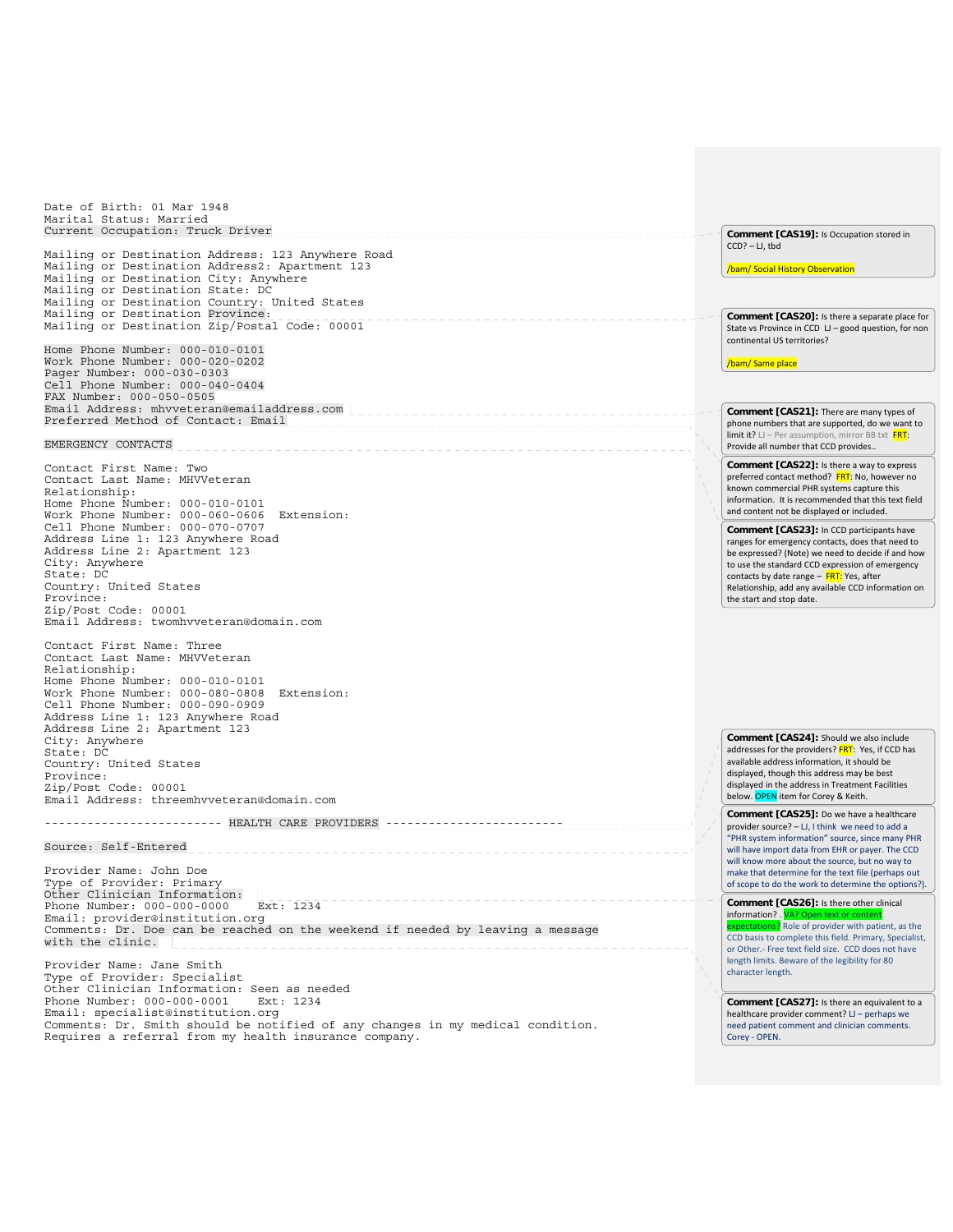```
Date of Birth: 01 Mar 1948
Marital Status: Married
Current Occupation: Truck Driver

Mailing or Destination Address: 123 Anywhere Road
Mailing or Destination Address2: Apartment 123
Mailing or Destination City: Anywhere
Mailing or Destination State: DC
Mailing or Destination Country: United States
Mailing or Destination Province:
Mailing or Destination Zip/Postal Code: 00001

Home Phone Number: 000-010-0101
Work Phone Number: 000-020-0202
Pager Number: 000-030-0303
Cell Phone Number: 000-040-0404
FAX Number: 000-050-0505
Email Address: mhvveteran@emailaddress.com
Preferred Method of Contact: Email

EMERGENCY CONTACTS

Contact First Name: Two
Contact Last Name: MHVVeteran
Relationship:
Home Phone Number: 000-010-0101
Work Phone Number: 000-060-0606  Extension:
Cell Phone Number: 000-070-0707
Address Line 1: 123 Anywhere Road
Address Line 2: Apartment 123
City: Anywhere
State: DC
Country: United States
Province:
Zip/Post Code: 00001
Email Address: twomhvveteran@domain.com

Contact First Name: Three
Contact Last Name: MHVVeteran
Relationship:
Home Phone Number: 000-010-0101
Work Phone Number: 000-080-0808  Extension:
Cell Phone Number: 000-090-0909
Address Line 1: 123 Anywhere Road
Address Line 2: Apartment 123
City: Anywhere
State: DC
Country: United States
Province:
Zip/Post Code: 00001
Email Address: threemhvveteran@domain.com

------------------------- HEALTH CARE PROVIDERS -------------------------

Source: Self-Entered

Provider Name: John Doe
Type of Provider: Primary
Other Clinician Information:
Phone Number: 000-000-0000    Ext: 1234
Email: provider@institution.org
Comments: Dr. Doe can be reached on the weekend if needed by leaving a message
with the clinic.

Provider Name: Jane Smith
Type of Provider: Specialist
Other Clinician Information: Seen as needed
Phone Number: 000-000-0001    Ext: 1234
Email: specialist@institution.org
Comments: Dr. Smith should be notified of any changes in my medical condition.
Requires a referral from my health insurance company.
```

**Comment [CAS19]:** Is Occupation stored in CCD? – LJ, tbd

/bam/ Social History Observation

**Comment [CAS20]:** Is there a separate place for State vs Province in CCD LJ – good question, for non continental US territories?

/bam/ Same place

**Comment [CAS21]:** There are many types of phone numbers that are supported, do we want to limit it? LJ – Per assumption, mirror BB txt. FRT: Provide all number that CCD provides..

**Comment [CAS22]:** Is there a way to express preferred contact method? FRT: No, however no known commercial PHR systems capture this information. It is recommended that this text field and content not be displayed or included.

**Comment [CAS23]:** In CCD participants have ranges for emergency contacts, does that need to be expressed? (Note) we need to decide if and how to use the standard CCD expression of emergency contacts by date range – FRT: Yes, after Relationship, add any available CCD information on the start and stop date.

**Comment [CAS24]:** Should we also include addresses for the providers? FRT: Yes, if CCD has available address information, it should be displayed, though this address may be best displayed in the address in Treatment Facilities below. OPEN item for Corey & Keith.

**Comment [CAS25]:** Do we have a healthcare provider source? – LJ, I think we need to add a "PHR system information" source, since many PHR will have import data from EHR or payer. The CCD will know more about the source, but no way to make that determine for the text file (perhaps out of scope to do the work to determine the options?).

**Comment [CAS26]:** Is there other clinical information? . VA? Open text or content expectations? Role of provider with patient, as the CCD basis to complete this field. Primary, Specialist, or Other.- Free text field size. CCD does not have length limits. Beware of the legibility for 80 character length.

**Comment [CAS27]:** Is there an equivalent to a healthcare provider comment? LJ – perhaps we need patient comment and clinician comments. Corey - OPEN.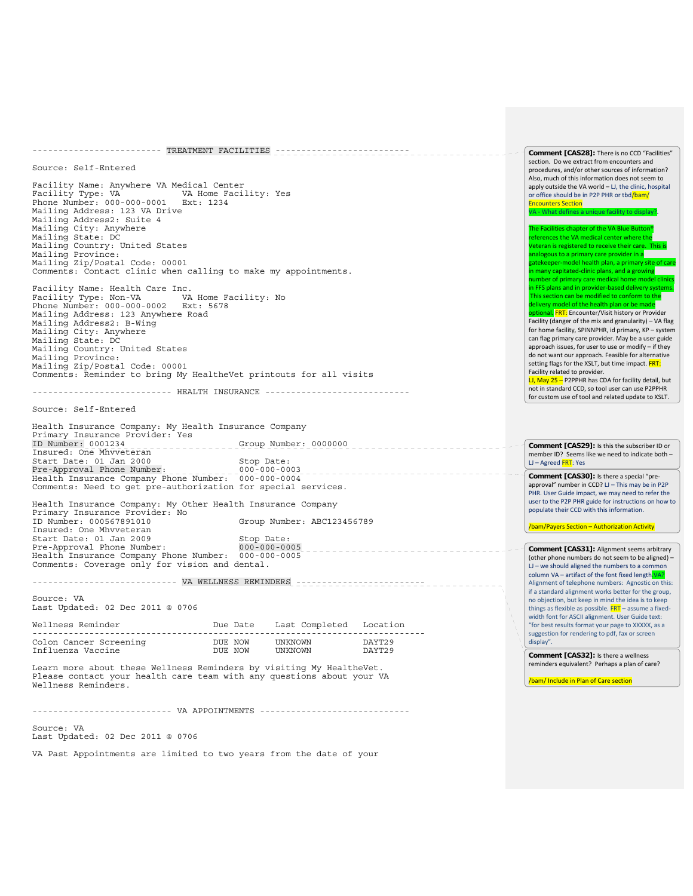```
------------------------- TREATMENT FACILITIES ---------------------------

Source: Self-Entered

Facility Name: Anywhere VA Medical Center
Facility Type: VA            VA Home Facility: Yes
Phone Number: 000-000-0001   Ext: 1234
Mailing Address: 123 VA Drive
Mailing Address2: Suite 4
Mailing City: Anywhere
Mailing State: DC
Mailing Country: United States
Mailing Province:
Mailing Zip/Postal Code: 00001
Comments: Contact clinic when calling to make my appointments.

Facility Name: Health Care Inc.
Facility Type: Non-VA        VA Home Facility: No
Phone Number: 000-000-0002   Ext: 5678
Mailing Address: 123 Anywhere Road
Mailing Address2: B-Wing
Mailing City: Anywhere
Mailing State: DC
Mailing Country: United States
Mailing Province:
Mailing Zip/Postal Code: 00001
Comments: Reminder to bring My HealtheVet printouts for all visits

--------------------------- HEALTH INSURANCE ----------------------------

Source: Self-Entered

Health Insurance Company: My Health Insurance Company
Primary Insurance Provider: Yes
ID Number: 0001234                    Group Number: 0000000
Insured: One Mhvveteran
Start Date: 01 Jan 2000               Stop Date:
Pre-Approval Phone Number:            000-000-0003
Health Insurance Company Phone Number: 000-000-0004
Comments: Need to get pre-authorization for special services.

Health Insurance Company: My Other Health Insurance Company
Primary Insurance Provider: No
ID Number: 000567891010               Group Number: ABC123456789
Insured: One Mhvveteran
Start Date: 01 Jan 2009               Stop Date:
Pre-Approval Phone Number:            000-000-0005
Health Insurance Company Phone Number: 000-000-0005
Comments: Coverage only for vision and dental.

--------------------------- VA WELLNESS REMINDERS -------------------------

Source: VA
Last Updated: 02 Dec 2011 @ 0706

Wellness Reminder                 Due Date    Last Completed    Location
--------------------------------------------------------------------------
Colon Cancer Screening            DUE NOW     UNKNOWN           DAYT29
Influenza Vaccine                 DUE NOW     UNKNOWN           DAYT29

Learn more about these Wellness Reminders by visiting My HealtheVet.
Please contact your health care team with any questions about your VA
Wellness Reminders.


--------------------------- VA APPOINTMENTS -----------------------------

Source: VA
Last Updated: 02 Dec 2011 @ 0706

VA Past Appointments are limited to two years from the date of your
```

**Comment [CAS28]:** There is no CCD "Facilities" section. Do we extract from encounters and procedures, and/or other sources of information? Also, much of this information does not seem to apply outside the VA world – LJ, the clinic, hospital or office should be in P2P PHR or tbd/bam/ Encounters Section
VA - What defines a unique facility to display?

The Facilities chapter of the VA Blue Button® references the VA medical center where the Veteran is registered to receive their care. This is analogous to a primary care provider in a gatekeeper-model health plan, a primary site of care in many capitated-clinic plans, and a growing number of primary care medical home model clinics in FFS plans and in provider-based delivery systems. This section can be modified to conform to the delivery model of the health plan or be made optional. FRT: Encounter/Visit history or Provider Facility (danger of the mix and granularity) – VA flag for home facility, SPINNPHR, id primary, KP – system can flag primary care provider. May be a user guide approach issues, for user to use or modify – if they do not want our approach. Feasible for alternative setting flags for the XSLT, but time impact. FRT: Facility related to provider.
LJ, May 25 – P2PPHR has CDA for facility detail, but not in standard CCD, so tool user can use P2PPHR for custom use of tool and related update to XSLT.

**Comment [CAS29]:** Is this the subscriber ID or member ID? Seems like we need to indicate both – LJ – Agreed FRT: Yes

**Comment [CAS30]:** Is there a special "pre-approval" number in CCD? LJ – This may be in P2P PHR. User Guide impact, we may need to refer the user to the P2P PHR guide for instructions on how to populate their CCD with this information.

/bam/Payers Section – Authorization Activity

**Comment [CAS31]:** Alignment seems arbitrary (other phone numbers do not seem to be aligned) – LJ – we should aligned the numbers to a common column VA – artifact of the font fixed length VA? Alignment of telephone numbers: Agnostic on this: if a standard alignment works better for the group, no objection, but keep in mind the idea is to keep things as flexible as possible. FRT – assume a fixed-width font for ASCII alignment. User Guide text: "for best results format your page to XXXXX, as a suggestion for rendering to pdf, fax or screen display".

**Comment [CAS32]:** Is there a wellness reminders equivalent? Perhaps a plan of care?

/bam/ Include in Plan of Care section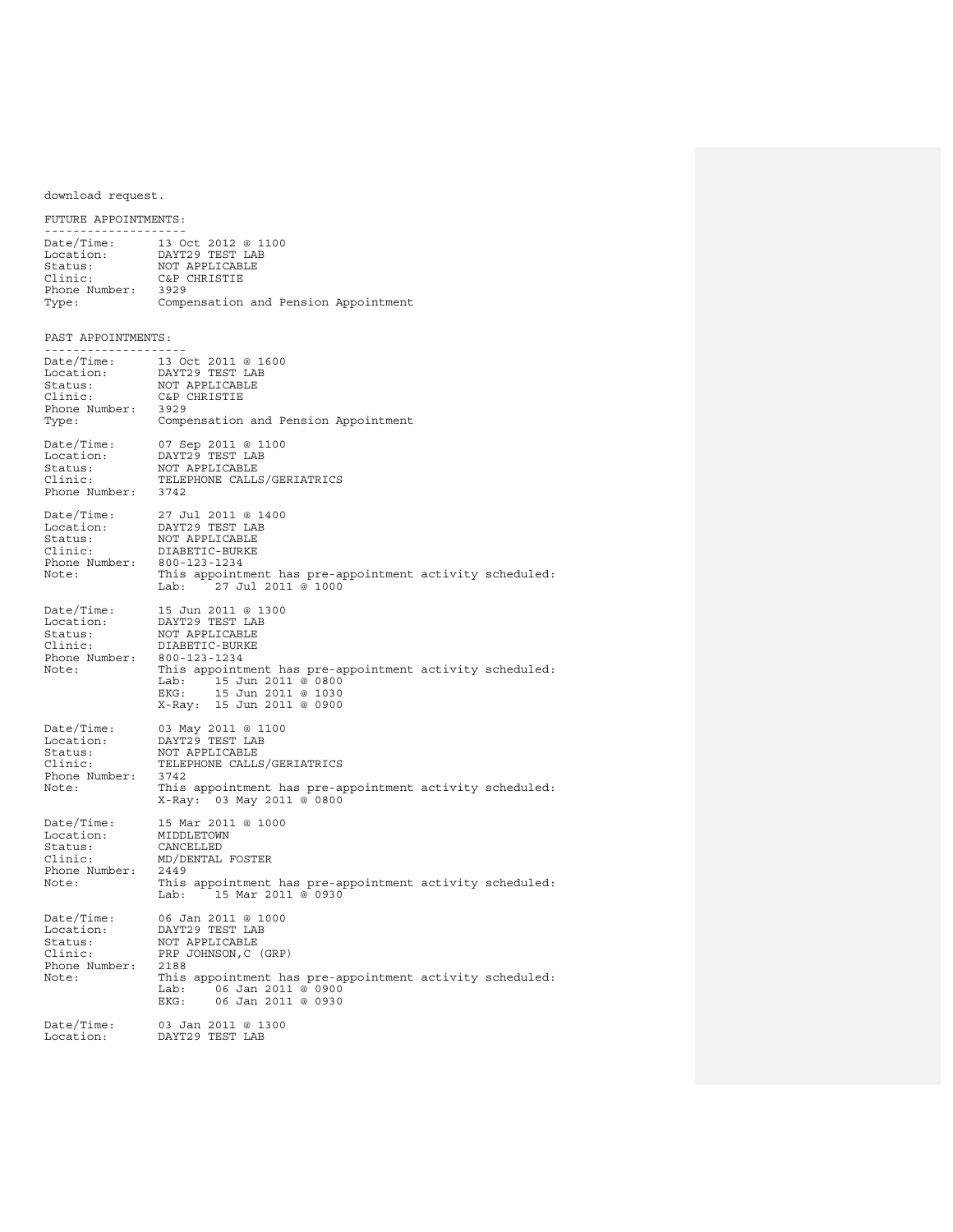download request.

```
FUTURE APPOINTMENTS:
--------------------
Date/Time:      13 Oct 2012 @ 1100
Location:       DAYT29 TEST LAB
Status:         NOT APPLICABLE
Clinic:         C&P CHRISTIE
Phone Number:   3929
Type:           Compensation and Pension Appointment


PAST APPOINTMENTS:
--------------------
Date/Time:      13 Oct 2011 @ 1600
Location:       DAYT29 TEST LAB
Status:         NOT APPLICABLE
Clinic:         C&P CHRISTIE
Phone Number:   3929
Type:           Compensation and Pension Appointment

Date/Time:      07 Sep 2011 @ 1100
Location:       DAYT29 TEST LAB
Status:         NOT APPLICABLE
Clinic:         TELEPHONE CALLS/GERIATRICS
Phone Number:   3742

Date/Time:      27 Jul 2011 @ 1400
Location:       DAYT29 TEST LAB
Status:         NOT APPLICABLE
Clinic:         DIABETIC-BURKE
Phone Number:   800-123-1234
Note:           This appointment has pre-appointment activity scheduled:
                Lab:    27 Jul 2011 @ 1000

Date/Time:      15 Jun 2011 @ 1300
Location:       DAYT29 TEST LAB
Status:         NOT APPLICABLE
Clinic:         DIABETIC-BURKE
Phone Number:   800-123-1234
Note:           This appointment has pre-appointment activity scheduled:
                Lab:    15 Jun 2011 @ 0800
                EKG:    15 Jun 2011 @ 1030
                X-Ray:  15 Jun 2011 @ 0900

Date/Time:      03 May 2011 @ 1100
Location:       DAYT29 TEST LAB
Status:         NOT APPLICABLE
Clinic:         TELEPHONE CALLS/GERIATRICS
Phone Number:   3742
Note:           This appointment has pre-appointment activity scheduled:
                X-Ray:  03 May 2011 @ 0800

Date/Time:      15 Mar 2011 @ 1000
Location:       MIDDLETOWN
Status:         CANCELLED
Clinic:         MD/DENTAL FOSTER
Phone Number:   2449
Note:           This appointment has pre-appointment activity scheduled:
                Lab:    15 Mar 2011 @ 0930

Date/Time:      06 Jan 2011 @ 1000
Location:       DAYT29 TEST LAB
Status:         NOT APPLICABLE
Clinic:         PRP JOHNSON,C (GRP)
Phone Number:   2188
Note:           This appointment has pre-appointment activity scheduled:
                Lab:    06 Jan 2011 @ 0900
                EKG:    06 Jan 2011 @ 0930

Date/Time:      03 Jan 2011 @ 1300
Location:       DAYT29 TEST LAB
```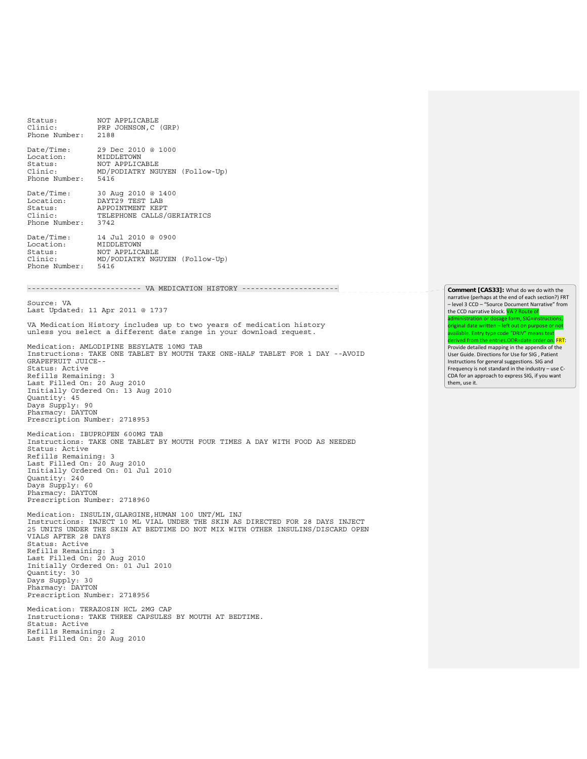```
Status:         NOT APPLICABLE
Clinic:         PRP JOHNSON,C (GRP)
Phone Number:   2188

Date/Time:      29 Dec 2010 @ 1000
Location:       MIDDLETOWN
Status:         NOT APPLICABLE
Clinic:         MD/PODIATRY NGUYEN (Follow-Up)
Phone Number:   5416

Date/Time:      30 Aug 2010 @ 1400
Location:       DAYT29 TEST LAB
Status:         APPOINTMENT KEPT
Clinic:         TELEPHONE CALLS/GERIATRICS
Phone Number:   3742

Date/Time:      14 Jul 2010 @ 0900
Location:       MIDDLETOWN
Status:         NOT APPLICABLE
Clinic:         MD/PODIATRY NGUYEN (Follow-Up)
Phone Number:   5416


-------------------------- VA MEDICATION HISTORY ----------------------

Source: VA
Last Updated: 11 Apr 2011 @ 1737

VA Medication History includes up to two years of medication history
unless you select a different date range in your download request.

Medication: AMLODIPINE BESYLATE 10MG TAB
Instructions: TAKE ONE TABLET BY MOUTH TAKE ONE-HALF TABLET FOR 1 DAY --AVOID
GRAPEFRUIT JUICE--
Status: Active
Refills Remaining: 3
Last Filled On: 20 Aug 2010
Initially Ordered On: 13 Aug 2010
Quantity: 45
Days Supply: 90
Pharmacy: DAYTON
Prescription Number: 2718953

Medication: IBUPROFEN 600MG TAB
Instructions: TAKE ONE TABLET BY MOUTH FOUR TIMES A DAY WITH FOOD AS NEEDED
Status: Active
Refills Remaining: 3
Last Filled On: 20 Aug 2010
Initially Ordered On: 01 Jul 2010
Quantity: 240
Days Supply: 60
Pharmacy: DAYTON
Prescription Number: 2718960

Medication: INSULIN,GLARGINE,HUMAN 100 UNT/ML INJ
Instructions: INJECT 10 ML VIAL UNDER THE SKIN AS DIRECTED FOR 28 DAYS INJECT
25 UNITS UNDER THE SKIN AT BEDTIME DO NOT MIX WITH OTHER INSULINS/DISCARD OPEN
VIALS AFTER 28 DAYS
Status: Active
Refills Remaining: 3
Last Filled On: 20 Aug 2010
Initially Ordered On: 01 Jul 2010
Quantity: 30
Days Supply: 30
Pharmacy: DAYTON
Prescription Number: 2718956

Medication: TERAZOSIN HCL 2MG CAP
Instructions: TAKE THREE CAPSULES BY MOUTH AT BEDTIME.
Status: Active
Refills Remaining: 2
Last Filled On: 20 Aug 2010
```

**Comment [CAS33]:** What do we do with the narrative (perhaps at the end of each section?) FRT – level 3 CCD – "Source Document Narrative" from the CCD narrative block. VA ? Route of administration or dosage form, SIG=instructions, original date written – left out on purpose or not available. Entry type code "DRIV" means text derived from the entries.ODR=date order on. FRT: Provide detailed mapping in the appendix of the User Guide. Directions for Use for SIG , Patient Instructions for general suggestions. SIG and Frequency is not standard in the industry – use C-CDA for an approach to express SIG, if you want them, use it.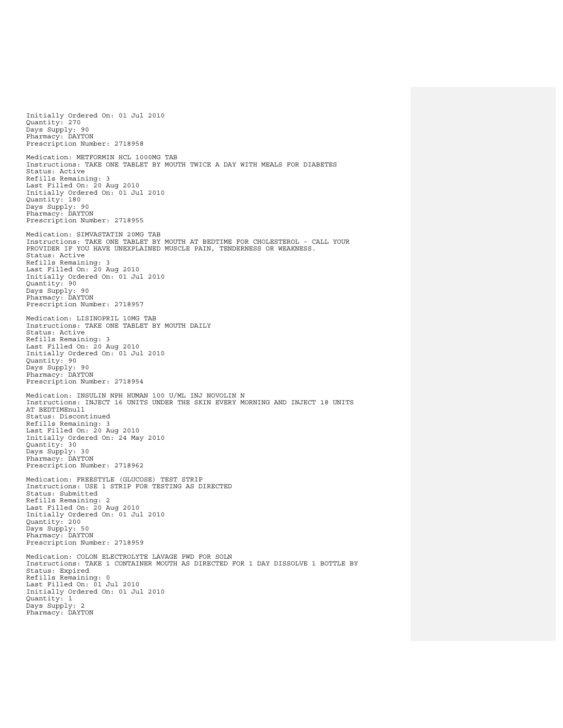Initially Ordered On: 01 Jul 2010
Quantity: 270
Days Supply: 90
Pharmacy: DAYTON
Prescription Number: 2718958

Medication: METFORMIN HCL 1000MG TAB
Instructions: TAKE ONE TABLET BY MOUTH TWICE A DAY WITH MEALS FOR DIABETES
Status: Active
Refills Remaining: 3
Last Filled On: 20 Aug 2010
Initially Ordered On: 01 Jul 2010
Quantity: 180
Days Supply: 90
Pharmacy: DAYTON
Prescription Number: 2718955

Medication: SIMVASTATIN 20MG TAB
Instructions: TAKE ONE TABLET BY MOUTH AT BEDTIME FOR CHOLESTEROL - CALL YOUR PROVIDER IF YOU HAVE UNEXPLAINED MUSCLE PAIN, TENDERNESS OR WEAKNESS.
Status: Active
Refills Remaining: 3
Last Filled On: 20 Aug 2010
Initially Ordered On: 01 Jul 2010
Quantity: 90
Days Supply: 90
Pharmacy: DAYTON
Prescription Number: 2718957

Medication: LISINOPRIL 10MG TAB
Instructions: TAKE ONE TABLET BY MOUTH DAILY
Status: Active
Refills Remaining: 3
Last Filled On: 20 Aug 2010
Initially Ordered On: 01 Jul 2010
Quantity: 90
Days Supply: 90
Pharmacy: DAYTON
Prescription Number: 2718954

Medication: INSULIN NPH HUMAN 100 U/ML INJ NOVOLIN N
Instructions: INJECT 16 UNITS UNDER THE SKIN EVERY MORNING AND INJECT 18 UNITS AT BEDTIMEnull
Status: Discontinued
Refills Remaining: 3
Last Filled On: 20 Aug 2010
Initially Ordered On: 24 May 2010
Quantity: 30
Days Supply: 30
Pharmacy: DAYTON
Prescription Number: 2718962

Medication: FREESTYLE (GLUCOSE) TEST STRIP
Instructions: USE 1 STRIP FOR TESTING AS DIRECTED
Status: Submitted
Refills Remaining: 2
Last Filled On: 20 Aug 2010
Initially Ordered On: 01 Jul 2010
Quantity: 200
Days Supply: 50
Pharmacy: DAYTON
Prescription Number: 2718959

Medication: COLON ELECTROLYTE LAVAGE PWD FOR SOLN
Instructions: TAKE 1 CONTAINER MOUTH AS DIRECTED FOR 1 DAY DISSOLVE 1 BOTTLE BY
Status: Expired
Refills Remaining: 0
Last Filled On: 01 Jul 2010
Initially Ordered On: 01 Jul 2010
Quantity: 1
Days Supply: 2
Pharmacy: DAYTON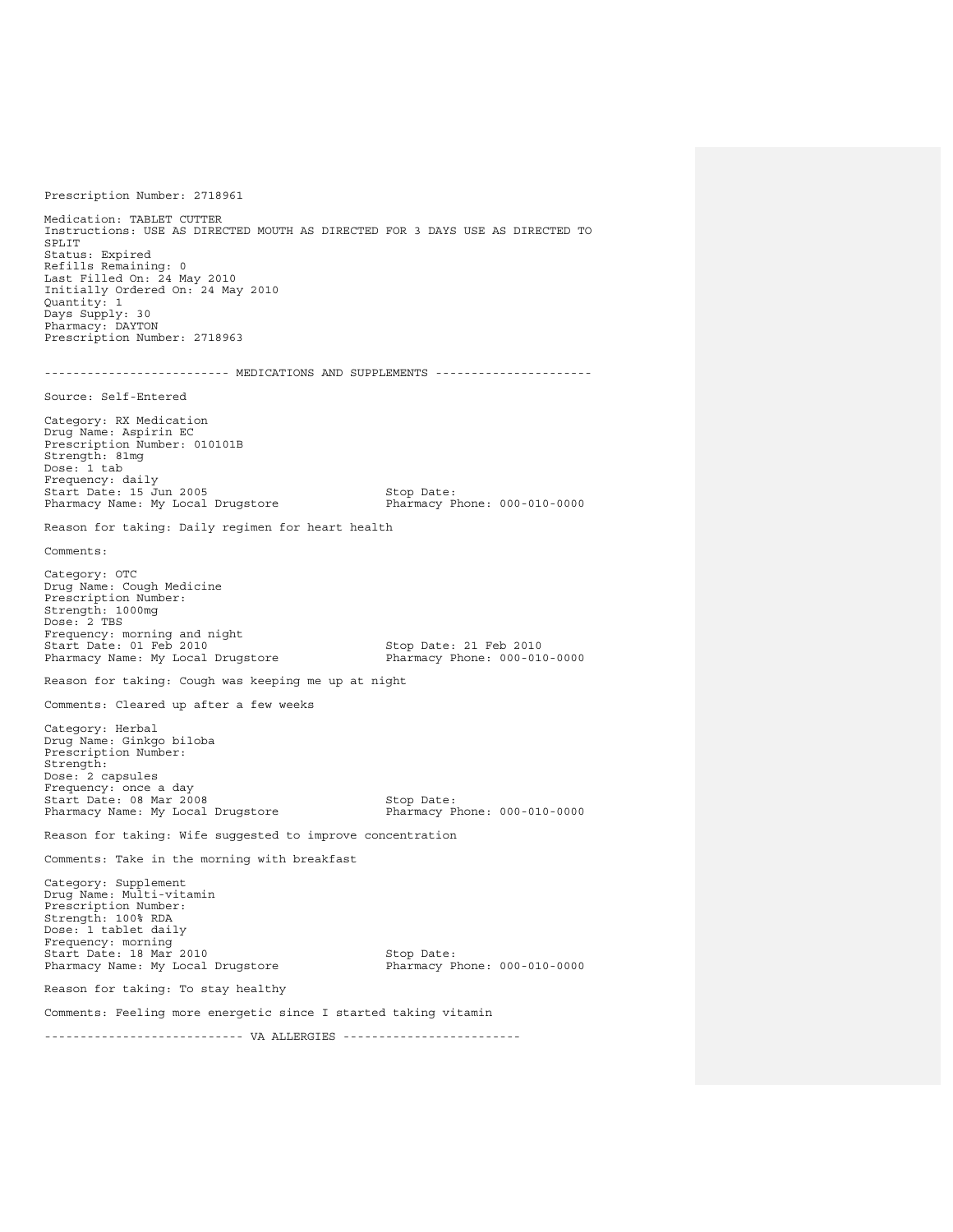Prescription Number: 2718961

Medication: TABLET CUTTER
Instructions: USE AS DIRECTED MOUTH AS DIRECTED FOR 3 DAYS USE AS DIRECTED TO SPLIT
Status: Expired
Refills Remaining: 0
Last Filled On: 24 May 2010
Initially Ordered On: 24 May 2010
Quantity: 1
Days Supply: 30
Pharmacy: DAYTON
Prescription Number: 2718963

------------------------- MEDICATIONS AND SUPPLEMENTS ---------------------

Source: Self-Entered

Category: RX Medication
Drug Name: Aspirin EC
Prescription Number: 010101B
Strength: 81mg
Dose: 1 tab
Frequency: daily
Start Date: 15 Jun 2005 Stop Date:
Pharmacy Name: My Local Drugstore Pharmacy Phone: 000-010-0000

Reason for taking: Daily regimen for heart health

Comments:

Category: OTC
Drug Name: Cough Medicine
Prescription Number:
Strength: 1000mg
Dose: 2 TBS
Frequency: morning and night
Start Date: 01 Feb 2010 Stop Date: 21 Feb 2010
Pharmacy Name: My Local Drugstore Pharmacy Phone: 000-010-0000

Reason for taking: Cough was keeping me up at night

Comments: Cleared up after a few weeks

Category: Herbal
Drug Name: Ginkgo biloba
Prescription Number:
Strength:
Dose: 2 capsules
Frequency: once a day
Start Date: 08 Mar 2008 Stop Date:
Pharmacy Name: My Local Drugstore Pharmacy Phone: 000-010-0000

Reason for taking: Wife suggested to improve concentration

Comments: Take in the morning with breakfast

Category: Supplement
Drug Name: Multi-vitamin
Prescription Number:
Strength: 100% RDA
Dose: 1 tablet daily
Frequency: morning
Start Date: 18 Mar 2010 Stop Date:
Pharmacy Name: My Local Drugstore Pharmacy Phone: 000-010-0000

Reason for taking: To stay healthy

Comments: Feeling more energetic since I started taking vitamin

--------------------------- VA ALLERGIES ------------------------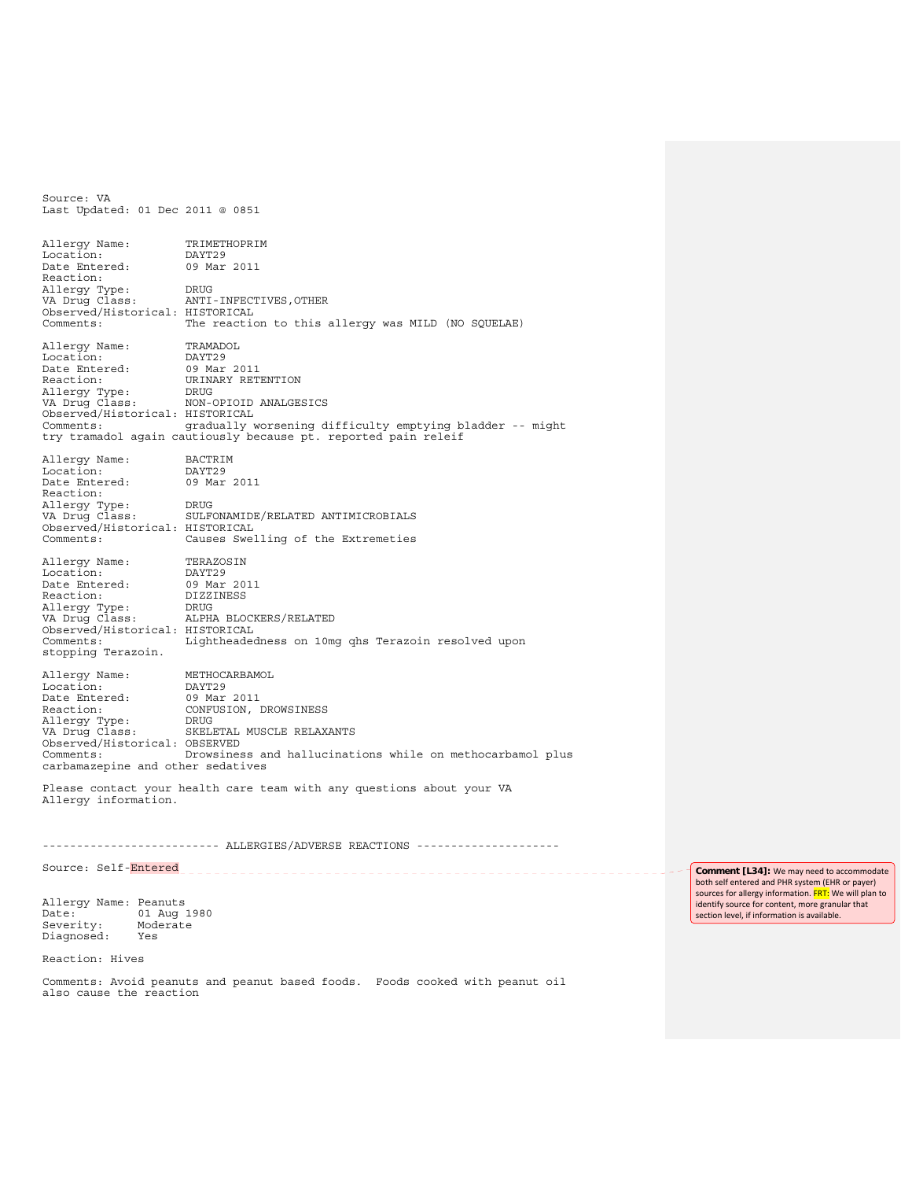```
Source: VA
Last Updated: 01 Dec 2011 @ 0851


Allergy Name:         TRIMETHOPRIM
Location:             DAYT29
Date Entered:         09 Mar 2011
Reaction:
Allergy Type:         DRUG
VA Drug Class:        ANTI-INFECTIVES,OTHER
Observed/Historical: HISTORICAL
Comments:             The reaction to this allergy was MILD (NO SQUELAE)

Allergy Name:         TRAMADOL
Location:             DAYT29
Date Entered:         09 Mar 2011
Reaction:             URINARY RETENTION
Allergy Type:         DRUG
VA Drug Class:        NON-OPIOID ANALGESICS
Observed/Historical: HISTORICAL
Comments:             gradually worsening difficulty emptying bladder -- might
try tramadol again cautiously because pt. reported pain releif

Allergy Name:         BACTRIM
Location:             DAYT29
Date Entered:         09 Mar 2011
Reaction:
Allergy Type:         DRUG
VA Drug Class:        SULFONAMIDE/RELATED ANTIMICROBIALS
Observed/Historical: HISTORICAL
Comments:             Causes Swelling of the Extremeties

Allergy Name:         TERAZOSIN
Location:             DAYT29
Date Entered:         09 Mar 2011
Reaction:             DIZZINESS
Allergy Type:         DRUG
VA Drug Class:        ALPHA BLOCKERS/RELATED
Observed/Historical: HISTORICAL
Comments:             Lightheadedness on 10mg qhs Terazoin resolved upon
stopping Terazoin.

Allergy Name:         METHOCARBAMOL
Location:             DAYT29
Date Entered:         09 Mar 2011
Reaction:             CONFUSION, DROWSINESS
Allergy Type:         DRUG
VA Drug Class:        SKELETAL MUSCLE RELAXANTS
Observed/Historical: OBSERVED
Comments:             Drowsiness and hallucinations while on methocarbamol plus
carbamazepine and other sedatives

Please contact your health care team with any questions about your VA
Allergy information.



------------------------- ALLERGIES/ADVERSE REACTIONS ---------------------

Source: Self-Entered


Allergy Name: Peanuts
Date:         01 Aug 1980
Severity:     Moderate
Diagnosed:    Yes

Reaction: Hives

Comments: Avoid peanuts and peanut based foods.  Foods cooked with peanut oil
also cause the reaction
```

**Comment [L34]:** We may need to accommodate both self entered and PHR system (EHR or payer) sources for allergy information. FRT: We will plan to identify source for content, more granular that section level, if information is available.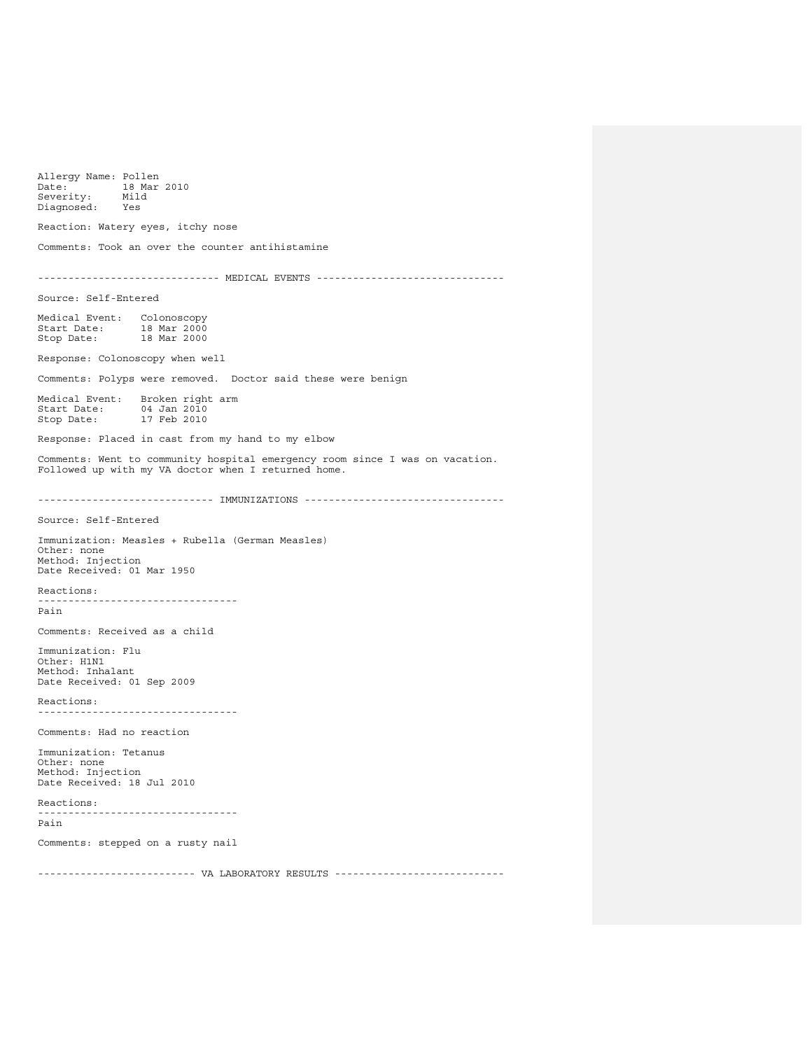Allergy Name: Pollen
Date: 18 Mar 2010
Severity: Mild
Diagnosed: Yes

Reaction: Watery eyes, itchy nose

Comments: Took an over the counter antihistamine

----------------------------- MEDICAL EVENTS ------------------------------

Source: Self-Entered

Medical Event: Colonoscopy
Start Date: 18 Mar 2000
Stop Date: 18 Mar 2000

Response: Colonoscopy when well

Comments: Polyps were removed. Doctor said these were benign

Medical Event: Broken right arm
Start Date: 04 Jan 2010
Stop Date: 17 Feb 2010

Response: Placed in cast from my hand to my elbow

Comments: Went to community hospital emergency room since I was on vacation. Followed up with my VA doctor when I returned home.

---------------------------- IMMUNIZATIONS --------------------------------

Source: Self-Entered

Immunization: Measles + Rubella (German Measles)
Other: none
Method: Injection
Date Received: 01 Mar 1950

Reactions:
--------------------------------
Pain

Comments: Received as a child

Immunization: Flu
Other: H1N1
Method: Inhalant
Date Received: 01 Sep 2009

Reactions:
--------------------------------

Comments: Had no reaction

Immunization: Tetanus
Other: none
Method: Injection
Date Received: 18 Jul 2010

Reactions:
--------------------------------
Pain

Comments: stepped on a rusty nail

------------------------- VA LABORATORY RESULTS ----------------------------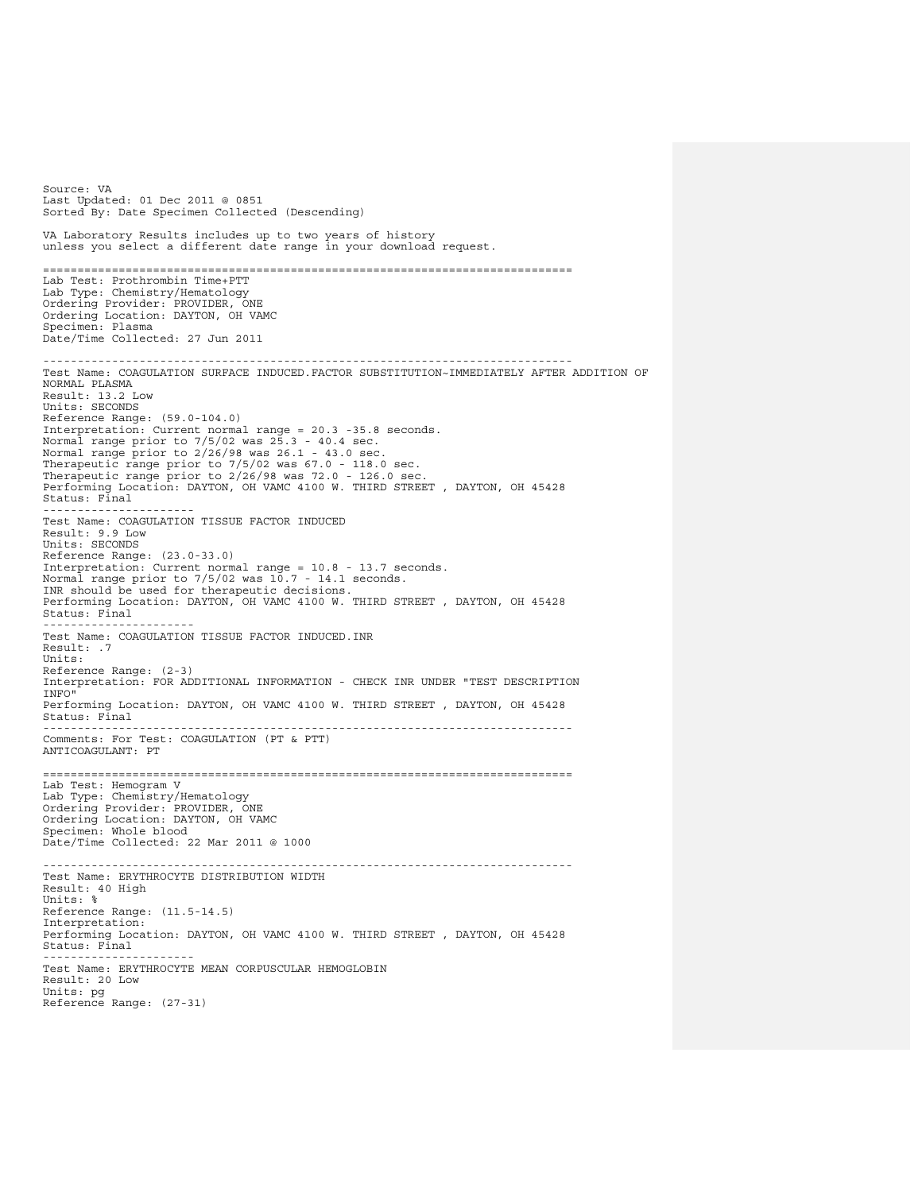Source: VA
Last Updated: 01 Dec 2011 @ 0851
Sorted By: Date Specimen Collected (Descending)

VA Laboratory Results includes up to two years of history
unless you select a different date range in your download request.

===========================================================================
Lab Test: Prothrombin Time+PTT
Lab Type: Chemistry/Hematology
Ordering Provider: PROVIDER, ONE
Ordering Location: DAYTON, OH VAMC
Specimen: Plasma
Date/Time Collected: 27 Jun 2011

---------------------------------------------------------------------------
Test Name: COAGULATION SURFACE INDUCED.FACTOR SUBSTITUTION~IMMEDIATELY AFTER ADDITION OF NORMAL PLASMA
Result: 13.2 Low
Units: SECONDS
Reference Range: (59.0-104.0)
Interpretation: Current normal range = 20.3 -35.8 seconds.
Normal range prior to 7/5/02 was 25.3 - 40.4 sec.
Normal range prior to 2/26/98 was 26.1 - 43.0 sec.
Therapeutic range prior to 7/5/02 was 67.0 - 118.0 sec.
Therapeutic range prior to 2/26/98 was 72.0 - 126.0 sec.
Performing Location: DAYTON, OH VAMC 4100 W. THIRD STREET , DAYTON, OH 45428
Status: Final
---------------------
Test Name: COAGULATION TISSUE FACTOR INDUCED
Result: 9.9 Low
Units: SECONDS
Reference Range: (23.0-33.0)
Interpretation: Current normal range = 10.8 - 13.7 seconds.
Normal range prior to 7/5/02 was 10.7 - 14.1 seconds.
INR should be used for therapeutic decisions.
Performing Location: DAYTON, OH VAMC 4100 W. THIRD STREET , DAYTON, OH 45428
Status: Final
---------------------
Test Name: COAGULATION TISSUE FACTOR INDUCED.INR
Result: .7
Units:
Reference Range: (2-3)
Interpretation: FOR ADDITIONAL INFORMATION - CHECK INR UNDER "TEST DESCRIPTION INFO"
Performing Location: DAYTON, OH VAMC 4100 W. THIRD STREET , DAYTON, OH 45428
Status: Final
---------------------------------------------------------------------------
Comments: For Test: COAGULATION (PT & PTT)
ANTICOAGULANT: PT

===========================================================================
Lab Test: Hemogram V
Lab Type: Chemistry/Hematology
Ordering Provider: PROVIDER, ONE
Ordering Location: DAYTON, OH VAMC
Specimen: Whole blood
Date/Time Collected: 22 Mar 2011 @ 1000

---------------------------------------------------------------------------
Test Name: ERYTHROCYTE DISTRIBUTION WIDTH
Result: 40 High
Units: %
Reference Range: (11.5-14.5)
Interpretation:
Performing Location: DAYTON, OH VAMC 4100 W. THIRD STREET , DAYTON, OH 45428
Status: Final
---------------------
Test Name: ERYTHROCYTE MEAN CORPUSCULAR HEMOGLOBIN
Result: 20 Low
Units: pg
Reference Range: (27-31)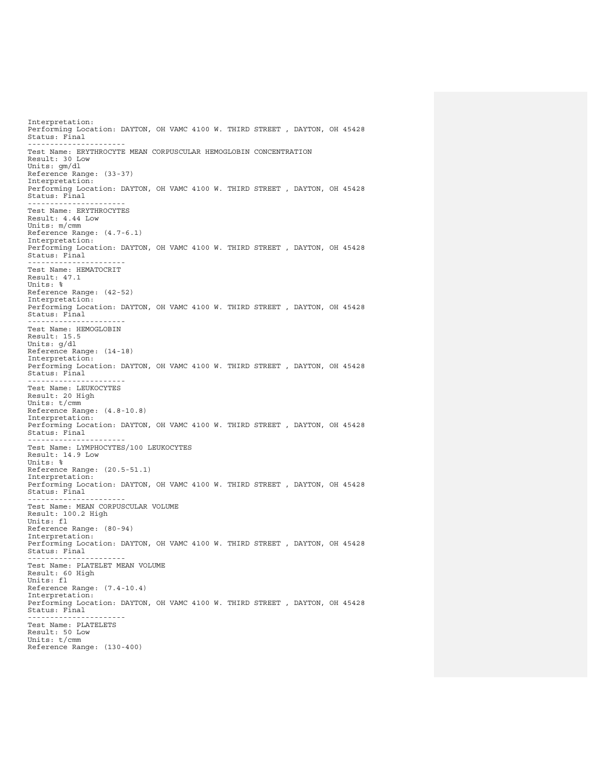Interpretation:
Performing Location: DAYTON, OH VAMC 4100 W. THIRD STREET , DAYTON, OH 45428
Status: Final
---------------------
Test Name: ERYTHROCYTE MEAN CORPUSCULAR HEMOGLOBIN CONCENTRATION
Result: 30 Low
Units: gm/dl
Reference Range: (33-37)
Interpretation:
Performing Location: DAYTON, OH VAMC 4100 W. THIRD STREET , DAYTON, OH 45428
Status: Final
---------------------
Test Name: ERYTHROCYTES
Result: 4.44 Low
Units: m/cmm
Reference Range: (4.7-6.1)
Interpretation:
Performing Location: DAYTON, OH VAMC 4100 W. THIRD STREET , DAYTON, OH 45428
Status: Final
---------------------
Test Name: HEMATOCRIT
Result: 47.1
Units: %
Reference Range: (42-52)
Interpretation:
Performing Location: DAYTON, OH VAMC 4100 W. THIRD STREET , DAYTON, OH 45428
Status: Final
---------------------
Test Name: HEMOGLOBIN
Result: 15.5
Units: g/dl
Reference Range: (14-18)
Interpretation:
Performing Location: DAYTON, OH VAMC 4100 W. THIRD STREET , DAYTON, OH 45428
Status: Final
---------------------
Test Name: LEUKOCYTES
Result: 20 High
Units: t/cmm
Reference Range: (4.8-10.8)
Interpretation:
Performing Location: DAYTON, OH VAMC 4100 W. THIRD STREET , DAYTON, OH 45428
Status: Final
---------------------
Test Name: LYMPHOCYTES/100 LEUKOCYTES
Result: 14.9 Low
Units: %
Reference Range: (20.5-51.1)
Interpretation:
Performing Location: DAYTON, OH VAMC 4100 W. THIRD STREET , DAYTON, OH 45428
Status: Final
---------------------
Test Name: MEAN CORPUSCULAR VOLUME
Result: 100.2 High
Units: fl
Reference Range: (80-94)
Interpretation:
Performing Location: DAYTON, OH VAMC 4100 W. THIRD STREET , DAYTON, OH 45428
Status: Final
---------------------
Test Name: PLATELET MEAN VOLUME
Result: 60 High
Units: fl
Reference Range: (7.4-10.4)
Interpretation:
Performing Location: DAYTON, OH VAMC 4100 W. THIRD STREET , DAYTON, OH 45428
Status: Final
---------------------
Test Name: PLATELETS
Result: 50 Low
Units: t/cmm
Reference Range: (130-400)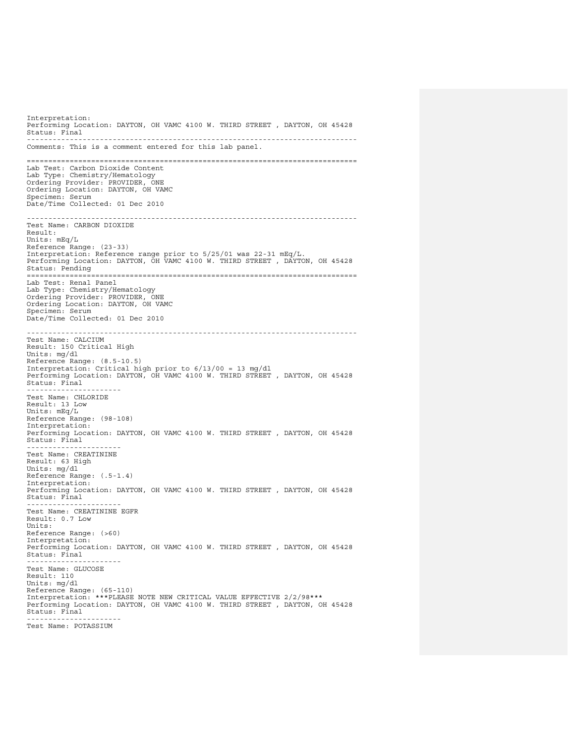```
Interpretation:
Performing Location: DAYTON, OH VAMC 4100 W. THIRD STREET , DAYTON, OH 45428
Status: Final
---------------------------------------------------------------------------
Comments: This is a comment entered for this lab panel.

===========================================================================
Lab Test: Carbon Dioxide Content
Lab Type: Chemistry/Hematology
Ordering Provider: PROVIDER, ONE
Ordering Location: DAYTON, OH VAMC
Specimen: Serum
Date/Time Collected: 01 Dec 2010

---------------------------------------------------------------------------
Test Name: CARBON DIOXIDE
Result:
Units: mEq/L
Reference Range: (23-33)
Interpretation: Reference range prior to 5/25/01 was 22-31 mEq/L.
Performing Location: DAYTON, OH VAMC 4100 W. THIRD STREET , DAYTON, OH 45428
Status: Pending
===========================================================================
Lab Test: Renal Panel
Lab Type: Chemistry/Hematology
Ordering Provider: PROVIDER, ONE
Ordering Location: DAYTON, OH VAMC
Specimen: Serum
Date/Time Collected: 01 Dec 2010

---------------------------------------------------------------------------
Test Name: CALCIUM
Result: 150 Critical High
Units: mg/dl
Reference Range: (8.5-10.5)
Interpretation: Critical high prior to 6/13/00 = 13 mg/dl
Performing Location: DAYTON, OH VAMC 4100 W. THIRD STREET , DAYTON, OH 45428
Status: Final
---------------------
Test Name: CHLORIDE
Result: 13 Low
Units: mEq/L
Reference Range: (98-108)
Interpretation:
Performing Location: DAYTON, OH VAMC 4100 W. THIRD STREET , DAYTON, OH 45428
Status: Final
---------------------
Test Name: CREATININE
Result: 63 High
Units: mg/dl
Reference Range: (.5-1.4)
Interpretation:
Performing Location: DAYTON, OH VAMC 4100 W. THIRD STREET , DAYTON, OH 45428
Status: Final
---------------------
Test Name: CREATININE EGFR
Result: 0.7 Low
Units:
Reference Range: (>60)
Interpretation:
Performing Location: DAYTON, OH VAMC 4100 W. THIRD STREET , DAYTON, OH 45428
Status: Final
---------------------
Test Name: GLUCOSE
Result: 110
Units: mg/dl
Reference Range: (65-110)
Interpretation: ***PLEASE NOTE NEW CRITICAL VALUE EFFECTIVE 2/2/98***
Performing Location: DAYTON, OH VAMC 4100 W. THIRD STREET , DAYTON, OH 45428
Status: Final
---------------------
Test Name: POTASSIUM
```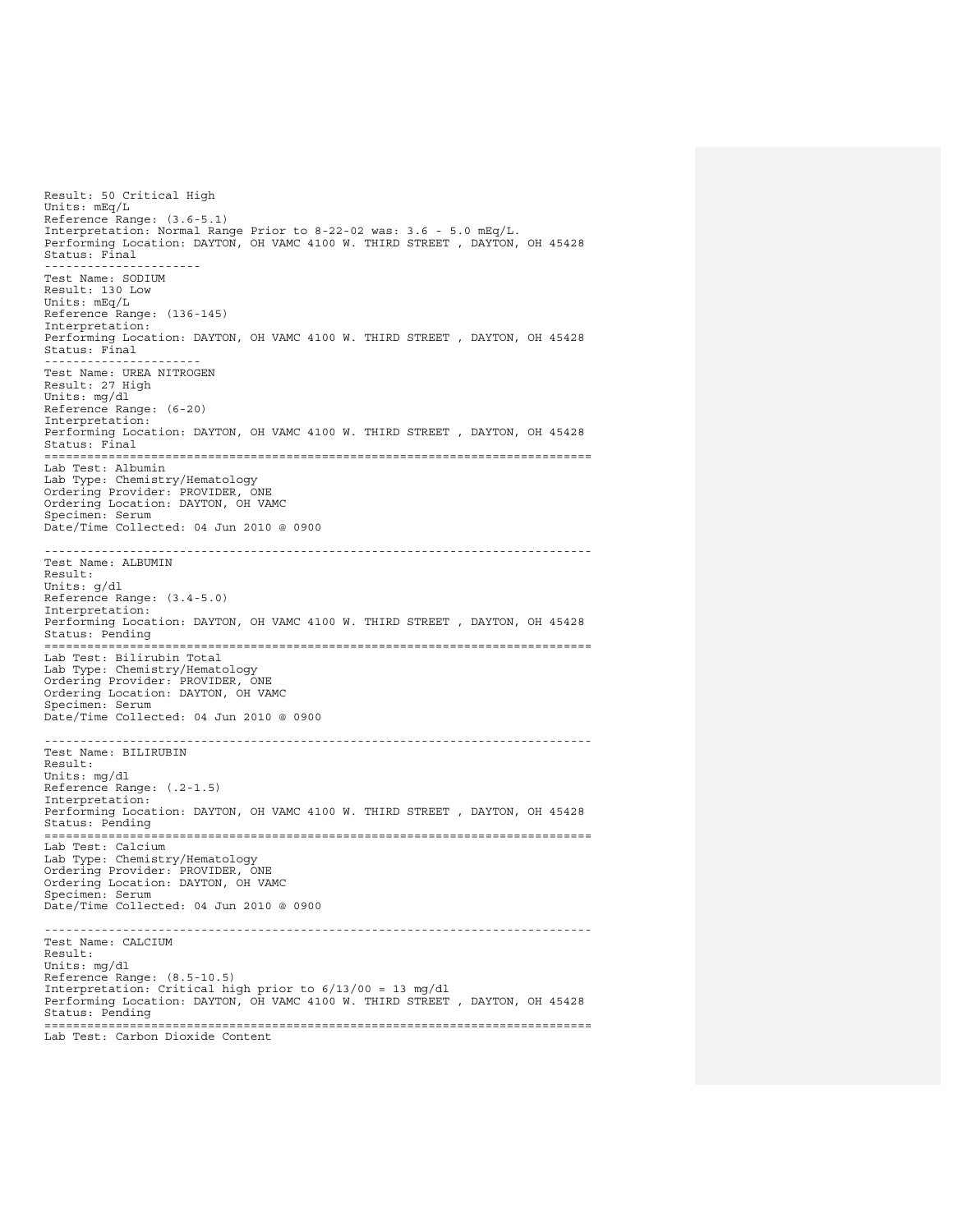```
Result: 50 Critical High
Units: mEq/L
Reference Range: (3.6-5.1)
Interpretation: Normal Range Prior to 8-22-02 was: 3.6 - 5.0 mEq/L.
Performing Location: DAYTON, OH VAMC 4100 W. THIRD STREET , DAYTON, OH 45428
Status: Final
----------------------
Test Name: SODIUM
Result: 130 Low
Units: mEq/L
Reference Range: (136-145)
Interpretation:
Performing Location: DAYTON, OH VAMC 4100 W. THIRD STREET , DAYTON, OH 45428
Status: Final
----------------------
Test Name: UREA NITROGEN
Result: 27 High
Units: mg/dl
Reference Range: (6-20)
Interpretation:
Performing Location: DAYTON, OH VAMC 4100 W. THIRD STREET , DAYTON, OH 45428
Status: Final
===========================================================================
Lab Test: Albumin
Lab Type: Chemistry/Hematology
Ordering Provider: PROVIDER, ONE
Ordering Location: DAYTON, OH VAMC
Specimen: Serum
Date/Time Collected: 04 Jun 2010 @ 0900

---------------------------------------------------------------------------
Test Name: ALBUMIN
Result:
Units: g/dl
Reference Range: (3.4-5.0)
Interpretation:
Performing Location: DAYTON, OH VAMC 4100 W. THIRD STREET , DAYTON, OH 45428
Status: Pending
===========================================================================
Lab Test: Bilirubin Total
Lab Type: Chemistry/Hematology
Ordering Provider: PROVIDER, ONE
Ordering Location: DAYTON, OH VAMC
Specimen: Serum
Date/Time Collected: 04 Jun 2010 @ 0900

---------------------------------------------------------------------------
Test Name: BILIRUBIN
Result:
Units: mg/dl
Reference Range: (.2-1.5)
Interpretation:
Performing Location: DAYTON, OH VAMC 4100 W. THIRD STREET , DAYTON, OH 45428
Status: Pending
===========================================================================
Lab Test: Calcium
Lab Type: Chemistry/Hematology
Ordering Provider: PROVIDER, ONE
Ordering Location: DAYTON, OH VAMC
Specimen: Serum
Date/Time Collected: 04 Jun 2010 @ 0900

---------------------------------------------------------------------------
Test Name: CALCIUM
Result:
Units: mg/dl
Reference Range: (8.5-10.5)
Interpretation: Critical high prior to 6/13/00 = 13 mg/dl
Performing Location: DAYTON, OH VAMC 4100 W. THIRD STREET , DAYTON, OH 45428
Status: Pending
===========================================================================
Lab Test: Carbon Dioxide Content
```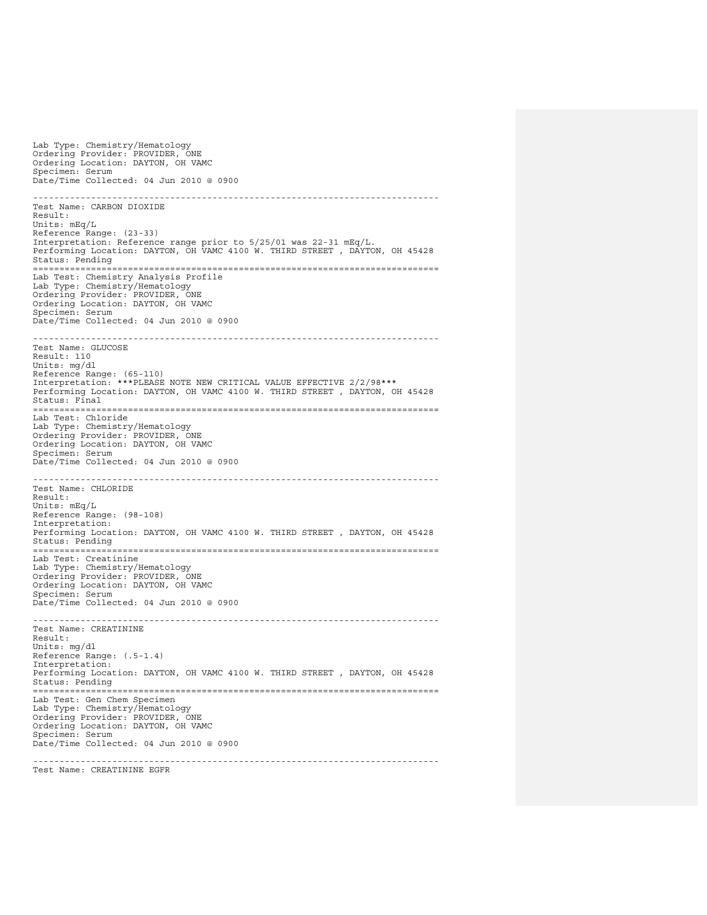Lab Type: Chemistry/Hematology
Ordering Provider: PROVIDER, ONE
Ordering Location: DAYTON, OH VAMC
Specimen: Serum
Date/Time Collected: 04 Jun 2010 @ 0900

---------------------------------------------------------------------------

Test Name: CARBON DIOXIDE
Result:
Units: mEq/L
Reference Range: (23-33)
Interpretation: Reference range prior to 5/25/01 was 22-31 mEq/L.
Performing Location: DAYTON, OH VAMC 4100 W. THIRD STREET , DAYTON, OH 45428
Status: Pending

===========================================================================

Lab Test: Chemistry Analysis Profile
Lab Type: Chemistry/Hematology
Ordering Provider: PROVIDER, ONE
Ordering Location: DAYTON, OH VAMC
Specimen: Serum
Date/Time Collected: 04 Jun 2010 @ 0900

---------------------------------------------------------------------------

Test Name: GLUCOSE
Result: 110
Units: mg/dl
Reference Range: (65-110)
Interpretation: ***PLEASE NOTE NEW CRITICAL VALUE EFFECTIVE 2/2/98***
Performing Location: DAYTON, OH VAMC 4100 W. THIRD STREET , DAYTON, OH 45428
Status: Final

===========================================================================

Lab Test: Chloride
Lab Type: Chemistry/Hematology
Ordering Provider: PROVIDER, ONE
Ordering Location: DAYTON, OH VAMC
Specimen: Serum
Date/Time Collected: 04 Jun 2010 @ 0900

---------------------------------------------------------------------------

Test Name: CHLORIDE
Result:
Units: mEq/L
Reference Range: (98-108)
Interpretation:
Performing Location: DAYTON, OH VAMC 4100 W. THIRD STREET , DAYTON, OH 45428
Status: Pending

===========================================================================

Lab Test: Creatinine
Lab Type: Chemistry/Hematology
Ordering Provider: PROVIDER, ONE
Ordering Location: DAYTON, OH VAMC
Specimen: Serum
Date/Time Collected: 04 Jun 2010 @ 0900

---------------------------------------------------------------------------

Test Name: CREATININE
Result:
Units: mg/dl
Reference Range: (.5-1.4)
Interpretation:
Performing Location: DAYTON, OH VAMC 4100 W. THIRD STREET , DAYTON, OH 45428
Status: Pending

===========================================================================

Lab Test: Gen Chem Specimen
Lab Type: Chemistry/Hematology
Ordering Provider: PROVIDER, ONE
Ordering Location: DAYTON, OH VAMC
Specimen: Serum
Date/Time Collected: 04 Jun 2010 @ 0900

---------------------------------------------------------------------------

Test Name: CREATININE EGFR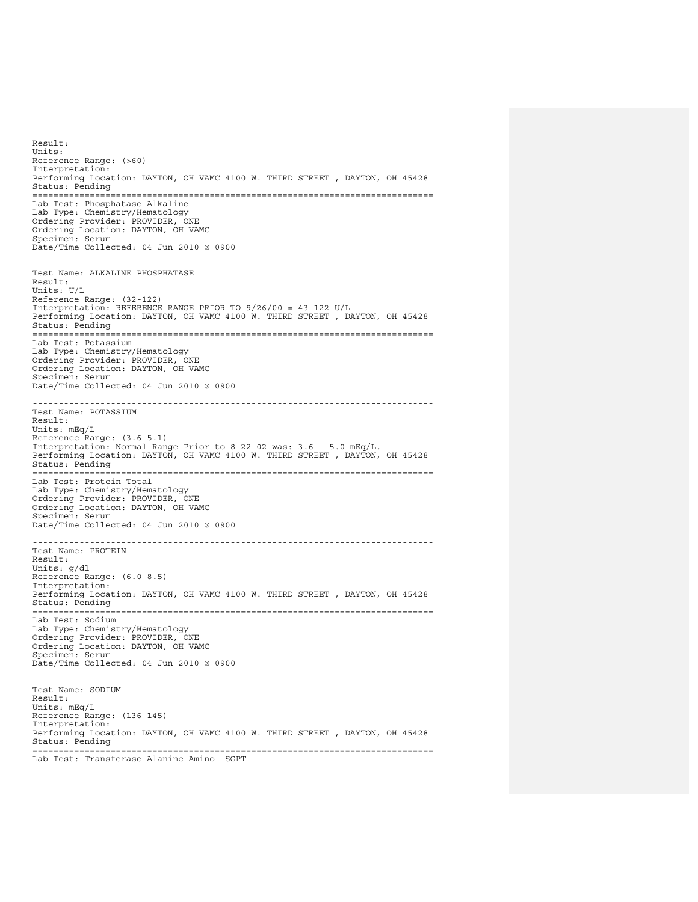```
Result:
Units:
Reference Range: (>60)
Interpretation:
Performing Location: DAYTON, OH VAMC 4100 W. THIRD STREET , DAYTON, OH 45428
Status: Pending
===========================================================================
Lab Test: Phosphatase Alkaline
Lab Type: Chemistry/Hematology
Ordering Provider: PROVIDER, ONE
Ordering Location: DAYTON, OH VAMC
Specimen: Serum
Date/Time Collected: 04 Jun 2010 @ 0900

---------------------------------------------------------------------------
Test Name: ALKALINE PHOSPHATASE
Result:
Units: U/L
Reference Range: (32-122)
Interpretation: REFERENCE RANGE PRIOR TO 9/26/00 = 43-122 U/L
Performing Location: DAYTON, OH VAMC 4100 W. THIRD STREET , DAYTON, OH 45428
Status: Pending
===========================================================================
Lab Test: Potassium
Lab Type: Chemistry/Hematology
Ordering Provider: PROVIDER, ONE
Ordering Location: DAYTON, OH VAMC
Specimen: Serum
Date/Time Collected: 04 Jun 2010 @ 0900

---------------------------------------------------------------------------
Test Name: POTASSIUM
Result:
Units: mEq/L
Reference Range: (3.6-5.1)
Interpretation: Normal Range Prior to 8-22-02 was: 3.6 - 5.0 mEq/L.
Performing Location: DAYTON, OH VAMC 4100 W. THIRD STREET , DAYTON, OH 45428
Status: Pending
===========================================================================
Lab Test: Protein Total
Lab Type: Chemistry/Hematology
Ordering Provider: PROVIDER, ONE
Ordering Location: DAYTON, OH VAMC
Specimen: Serum
Date/Time Collected: 04 Jun 2010 @ 0900

---------------------------------------------------------------------------
Test Name: PROTEIN
Result:
Units: g/dl
Reference Range: (6.0-8.5)
Interpretation:
Performing Location: DAYTON, OH VAMC 4100 W. THIRD STREET , DAYTON, OH 45428
Status: Pending
===========================================================================
Lab Test: Sodium
Lab Type: Chemistry/Hematology
Ordering Provider: PROVIDER, ONE
Ordering Location: DAYTON, OH VAMC
Specimen: Serum
Date/Time Collected: 04 Jun 2010 @ 0900

---------------------------------------------------------------------------
Test Name: SODIUM
Result:
Units: mEq/L
Reference Range: (136-145)
Interpretation:
Performing Location: DAYTON, OH VAMC 4100 W. THIRD STREET , DAYTON, OH 45428
Status: Pending
===========================================================================
Lab Test: Transferase Alanine Amino  SGPT
```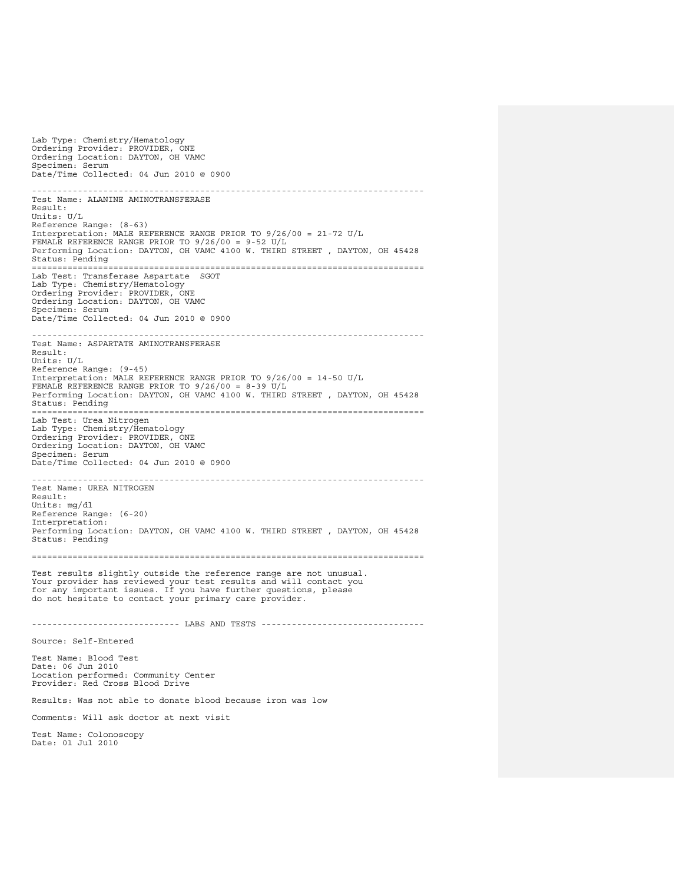Lab Type: Chemistry/Hematology
Ordering Provider: PROVIDER, ONE
Ordering Location: DAYTON, OH VAMC
Specimen: Serum
Date/Time Collected: 04 Jun 2010 @ 0900

---

Test Name: ALANINE AMINOTRANSFERASE
Result:
Units: U/L
Reference Range: (8-63)
Interpretation: MALE REFERENCE RANGE PRIOR TO 9/26/00 = 21-72 U/L
FEMALE REFERENCE RANGE PRIOR TO 9/26/00 = 9-52 U/L
Performing Location: DAYTON, OH VAMC 4100 W. THIRD STREET , DAYTON, OH 45428
Status: Pending

===========================================================================

Lab Test: Transferase Aspartate SGOT
Lab Type: Chemistry/Hematology
Ordering Provider: PROVIDER, ONE
Ordering Location: DAYTON, OH VAMC
Specimen: Serum
Date/Time Collected: 04 Jun 2010 @ 0900

---

Test Name: ASPARTATE AMINOTRANSFERASE
Result:
Units: U/L
Reference Range: (9-45)
Interpretation: MALE REFERENCE RANGE PRIOR TO 9/26/00 = 14-50 U/L
FEMALE REFERENCE RANGE PRIOR TO 9/26/00 = 8-39 U/L
Performing Location: DAYTON, OH VAMC 4100 W. THIRD STREET , DAYTON, OH 45428
Status: Pending

===========================================================================

Lab Test: Urea Nitrogen
Lab Type: Chemistry/Hematology
Ordering Provider: PROVIDER, ONE
Ordering Location: DAYTON, OH VAMC
Specimen: Serum
Date/Time Collected: 04 Jun 2010 @ 0900

---

Test Name: UREA NITROGEN
Result:
Units: mg/dl
Reference Range: (6-20)
Interpretation:
Performing Location: DAYTON, OH VAMC 4100 W. THIRD STREET , DAYTON, OH 45428
Status: Pending

===========================================================================

Test results slightly outside the reference range are not unusual.
Your provider has reviewed your test results and will contact you
for any important issues. If you have further questions, please
do not hesitate to contact your primary care provider.

---------------------------- LABS AND TESTS -------------------------------

Source: Self-Entered

Test Name: Blood Test
Date: 06 Jun 2010
Location performed: Community Center
Provider: Red Cross Blood Drive

Results: Was not able to donate blood because iron was low

Comments: Will ask doctor at next visit

Test Name: Colonoscopy
Date: 01 Jul 2010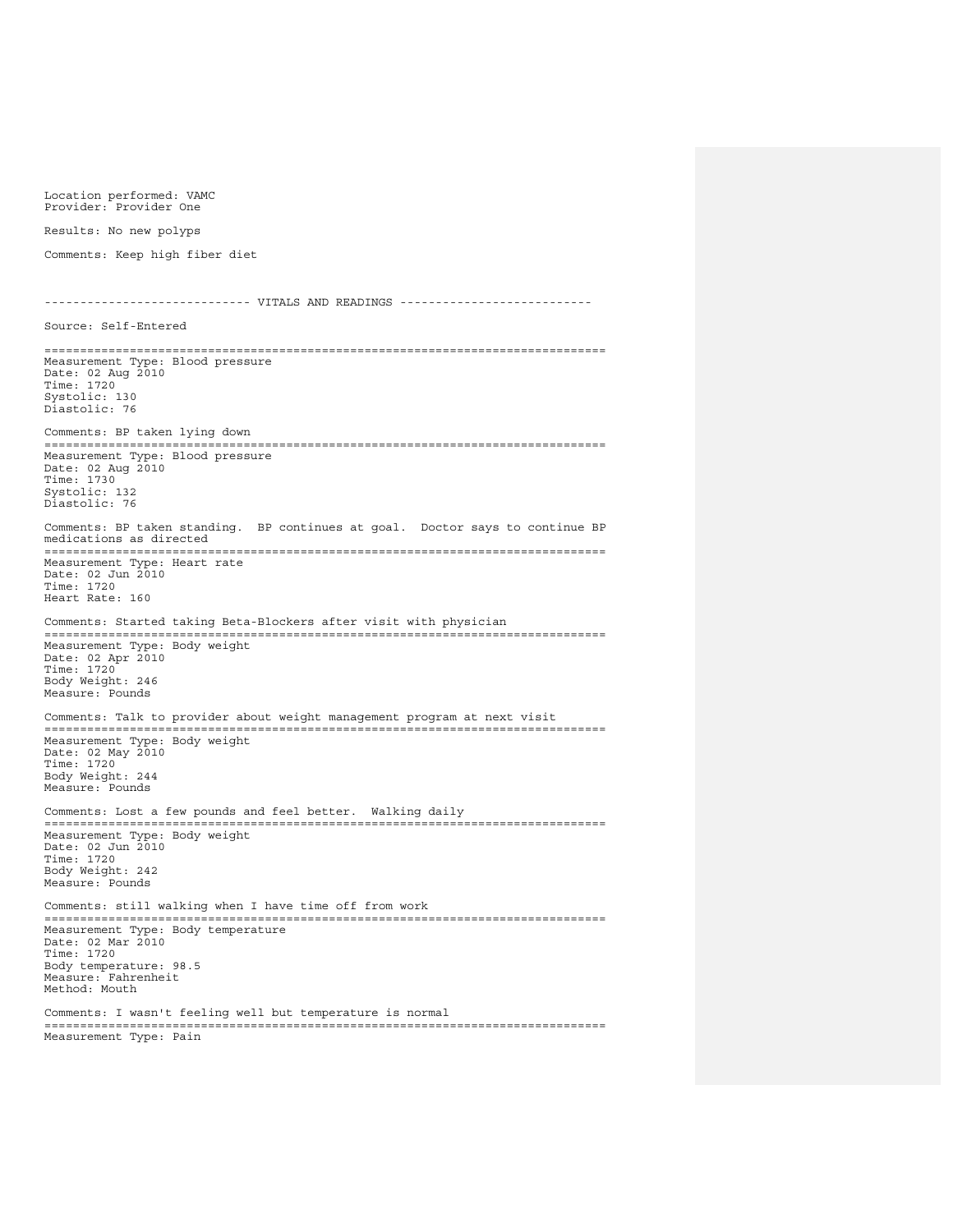Location performed: VAMC
Provider: Provider One

Results: No new polyps

Comments: Keep high fiber diet

---------------------------- VITALS AND READINGS ---------------------------

Source: Self-Entered

```
==============================================================================
Measurement Type: Blood pressure
Date: 02 Aug 2010
Time: 1720
Systolic: 130
Diastolic: 76

Comments: BP taken lying down
==============================================================================
Measurement Type: Blood pressure
Date: 02 Aug 2010
Time: 1730
Systolic: 132
Diastolic: 76

Comments: BP taken standing.  BP continues at goal.  Doctor says to continue BP
medications as directed
==============================================================================
Measurement Type: Heart rate
Date: 02 Jun 2010
Time: 1720
Heart Rate: 160

Comments: Started taking Beta-Blockers after visit with physician
==============================================================================
Measurement Type: Body weight
Date: 02 Apr 2010
Time: 1720
Body Weight: 246
Measure: Pounds

Comments: Talk to provider about weight management program at next visit
==============================================================================
Measurement Type: Body weight
Date: 02 May 2010
Time: 1720
Body Weight: 244
Measure: Pounds

Comments: Lost a few pounds and feel better.  Walking daily
==============================================================================
Measurement Type: Body weight
Date: 02 Jun 2010
Time: 1720
Body Weight: 242
Measure: Pounds

Comments: still walking when I have time off from work
==============================================================================
Measurement Type: Body temperature
Date: 02 Mar 2010
Time: 1720
Body temperature: 98.5
Measure: Fahrenheit
Method: Mouth

Comments: I wasn't feeling well but temperature is normal
==============================================================================
Measurement Type: Pain
```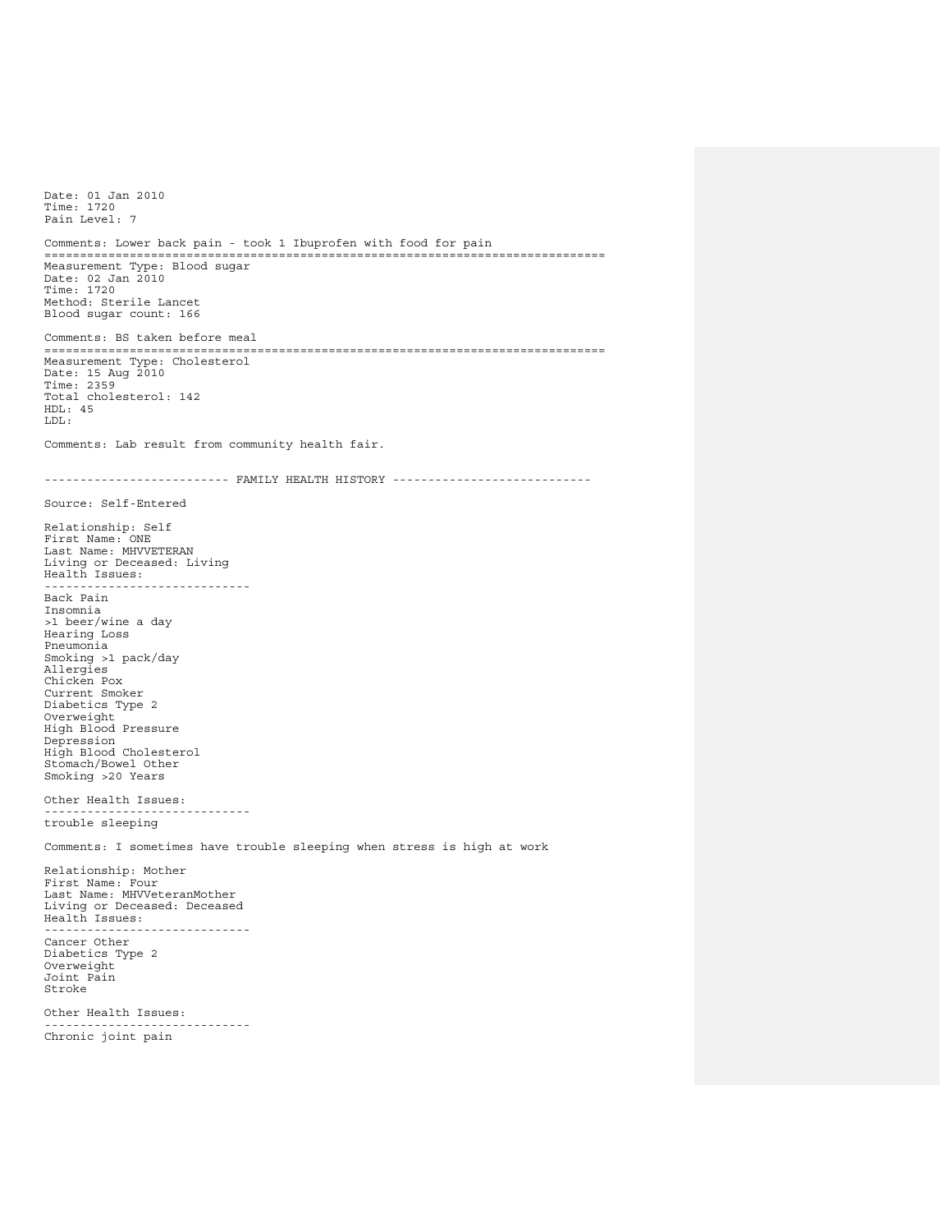Date: 01 Jan 2010
Time: 1720
Pain Level: 7

Comments: Lower back pain - took 1 Ibuprofen with food for pain

===========================================================================

Measurement Type: Blood sugar
Date: 02 Jan 2010
Time: 1720
Method: Sterile Lancet
Blood sugar count: 166

Comments: BS taken before meal

===========================================================================

Measurement Type: Cholesterol
Date: 15 Aug 2010
Time: 2359
Total cholesterol: 142
HDL: 45
LDL:

Comments: Lab result from community health fair.

------------------------- FAMILY HEALTH HISTORY ----------------------------

Source: Self-Entered

Relationship: Self
First Name: ONE
Last Name: MHVVETERAN
Living or Deceased: Living
Health Issues:

----------------------------

Back Pain
Insomnia
>1 beer/wine a day
Hearing Loss
Pneumonia
Smoking >1 pack/day
Allergies
Chicken Pox
Current Smoker
Diabetics Type 2
Overweight
High Blood Pressure
Depression
High Blood Cholesterol
Stomach/Bowel Other
Smoking >20 Years

Other Health Issues:

----------------------------

trouble sleeping

Comments: I sometimes have trouble sleeping when stress is high at work

Relationship: Mother
First Name: Four
Last Name: MHVVeteranMother
Living or Deceased: Deceased
Health Issues:

----------------------------

Cancer Other
Diabetics Type 2
Overweight
Joint Pain
Stroke

Other Health Issues:

----------------------------

Chronic joint pain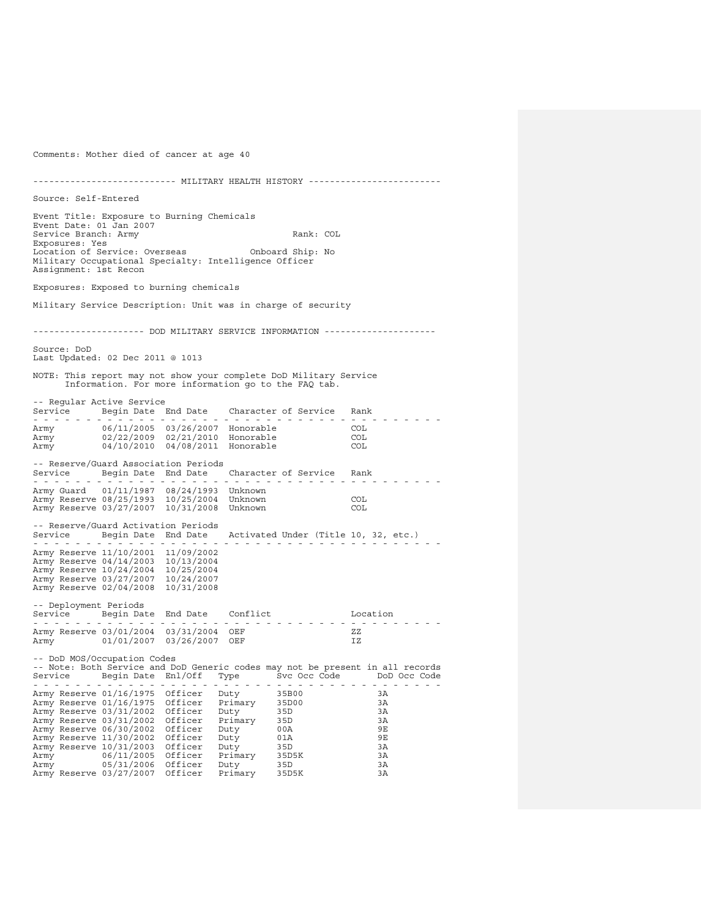Comments: Mother died of cancer at age 40

## MILITARY HEALTH HISTORY

Source: Self-Entered

Event Title: Exposure to Burning Chemicals
Event Date: 01 Jan 2007
Service Branch: Army Rank: COL
Exposures: Yes
Location of Service: Overseas Onboard Ship: No
Military Occupational Specialty: Intelligence Officer
Assignment: 1st Recon

Exposures: Exposed to burning chemicals

Military Service Description: Unit was in charge of security

## DOD MILITARY SERVICE INFORMATION

Source: DoD
Last Updated: 02 Dec 2011 @ 1013

NOTE: This report may not show your complete DoD Military Service Information. For more information go to the FAQ tab.

-- Regular Active Service

| Service | Begin Date | End Date | Character of Service | Rank |
|---|---|---|---|---|
| Army | 06/11/2005 | 03/26/2007 | Honorable | COL |
| Army | 02/22/2009 | 02/21/2010 | Honorable | COL |
| Army | 04/10/2010 | 04/08/2011 | Honorable | COL |

-- Reserve/Guard Association Periods

| Service | Begin Date | End Date | Character of Service | Rank |
|---|---|---|---|---|
| Army Guard | 01/11/1987 | 08/24/1993 | Unknown | |
| Army Reserve | 08/25/1993 | 10/25/2004 | Unknown | COL |
| Army Reserve | 03/27/2007 | 10/31/2008 | Unknown | COL |

-- Reserve/Guard Activation Periods

| Service | Begin Date | End Date | Activated Under (Title 10, 32, etc.) |
|---|---|---|---|
| Army Reserve | 11/10/2001 | 11/09/2002 | |
| Army Reserve | 04/14/2003 | 10/13/2004 | |
| Army Reserve | 10/24/2004 | 10/25/2004 | |
| Army Reserve | 03/27/2007 | 10/24/2007 | |
| Army Reserve | 02/04/2008 | 10/31/2008 | |

-- Deployment Periods

| Service | Begin Date | End Date | Conflict | Location |
|---|---|---|---|---|
| Army Reserve | 03/01/2004 | 03/31/2004 | OEF | ZZ |
| Army | 01/01/2007 | 03/26/2007 | OEF | IZ |

-- DoD MOS/Occupation Codes
-- Note: Both Service and DoD Generic codes may not be present in all records

| Service | Begin Date | Enl/Off | Type | Svc Occ Code | DoD Occ Code |
|---|---|---|---|---|---|
| Army Reserve | 01/16/1975 | Officer | Duty | 35B00 | 3A |
| Army Reserve | 01/16/1975 | Officer | Primary | 35D00 | 3A |
| Army Reserve | 03/31/2002 | Officer | Duty | 35D | 3A |
| Army Reserve | 03/31/2002 | Officer | Primary | 35D | 3A |
| Army Reserve | 06/30/2002 | Officer | Duty | 00A | 9E |
| Army Reserve | 11/30/2002 | Officer | Duty | 01A | 9E |
| Army Reserve | 10/31/2003 | Officer | Duty | 35D | 3A |
| Army | 06/11/2005 | Officer | Primary | 35D5K | 3A |
| Army | 05/31/2006 | Officer | Duty | 35D | 3A |
| Army Reserve | 03/27/2007 | Officer | Primary | 35D5K | 3A |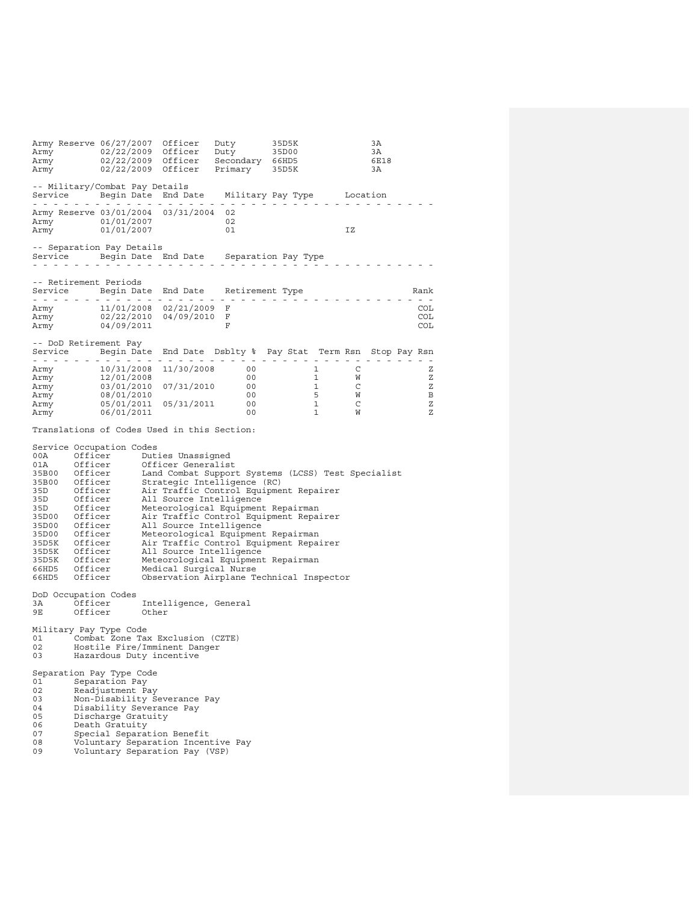| | | | | | |
|---|---|---|---|---|---|
| Army Reserve | 06/27/2007 | Officer | Duty | 35D5K | 3A |
| Army | 02/22/2009 | Officer | Duty | 35D00 | 3A |
| Army | 02/22/2009 | Officer | Secondary | 66HD5 | 6E18 |
| Army | 02/22/2009 | Officer | Primary | 35D5K | 3A |

-- Military/Combat Pay Details

| Service | Begin Date | End Date | Military Pay Type | Location |
|---|---|---|---|---|
| Army Reserve | 03/01/2004 | 03/31/2004 | 02 | |
| Army | 01/01/2007 | | 02 | |
| Army | 01/01/2007 | | 01 | IZ |

-- Separation Pay Details

| Service | Begin Date | End Date | Separation Pay Type |
|---|---|---|---|

-- Retirement Periods

| Service | Begin Date | End Date | Retirement Type | Rank |
|---|---|---|---|---|
| Army | 11/01/2008 | 02/21/2009 | F | COL |
| Army | 02/22/2010 | 04/09/2010 | F | COL |
| Army | 04/09/2011 | | F | COL |

-- DoD Retirement Pay

| Service | Begin Date | End Date | Dsblty % | Pay Stat | Term Rsn | Stop Pay Rsn |
|---|---|---|---|---|---|---|
| Army | 10/31/2008 | 11/30/2008 | 00 | 1 | C | Z |
| Army | 12/01/2008 | | 00 | 1 | W | Z |
| Army | 03/01/2010 | 07/31/2010 | 00 | 1 | C | Z |
| Army | 08/01/2010 | | 00 | 5 | W | B |
| Army | 05/01/2011 | 05/31/2011 | 00 | 1 | C | Z |
| Army | 06/01/2011 | | 00 | 1 | W | Z |

Translations of Codes Used in this Section:

Service Occupation Codes

| | | |
|---|---|---|
| 00A | Officer | Duties Unassigned |
| 01A | Officer | Officer Generalist |
| 35B00 | Officer | Land Combat Support Systems (LCSS) Test Specialist |
| 35B00 | Officer | Strategic Intelligence (RC) |
| 35D | Officer | Air Traffic Control Equipment Repairer |
| 35D | Officer | All Source Intelligence |
| 35D | Officer | Meteorological Equipment Repairman |
| 35D00 | Officer | Air Traffic Control Equipment Repairer |
| 35D00 | Officer | All Source Intelligence |
| 35D00 | Officer | Meteorological Equipment Repairman |
| 35D5K | Officer | Air Traffic Control Equipment Repairer |
| 35D5K | Officer | All Source Intelligence |
| 35D5K | Officer | Meteorological Equipment Repairman |
| 66HD5 | Officer | Medical Surgical Nurse |
| 66HD5 | Officer | Observation Airplane Technical Inspector |

DoD Occupation Codes

| | | |
|---|---|---|
| 3A | Officer | Intelligence, General |
| 9E | Officer | Other |

Military Pay Type Code

| | |
|---|---|
| 01 | Combat Zone Tax Exclusion (CZTE) |
| 02 | Hostile Fire/Imminent Danger |
| 03 | Hazardous Duty incentive |

Separation Pay Type Code

| | |
|---|---|
| 01 | Separation Pay |
| 02 | Readjustment Pay |
| 03 | Non-Disability Severance Pay |
| 04 | Disability Severance Pay |
| 05 | Discharge Gratuity |
| 06 | Death Gratuity |
| 07 | Special Separation Benefit |
| 08 | Voluntary Separation Incentive Pay |
| 09 | Voluntary Separation Pay (VSP) |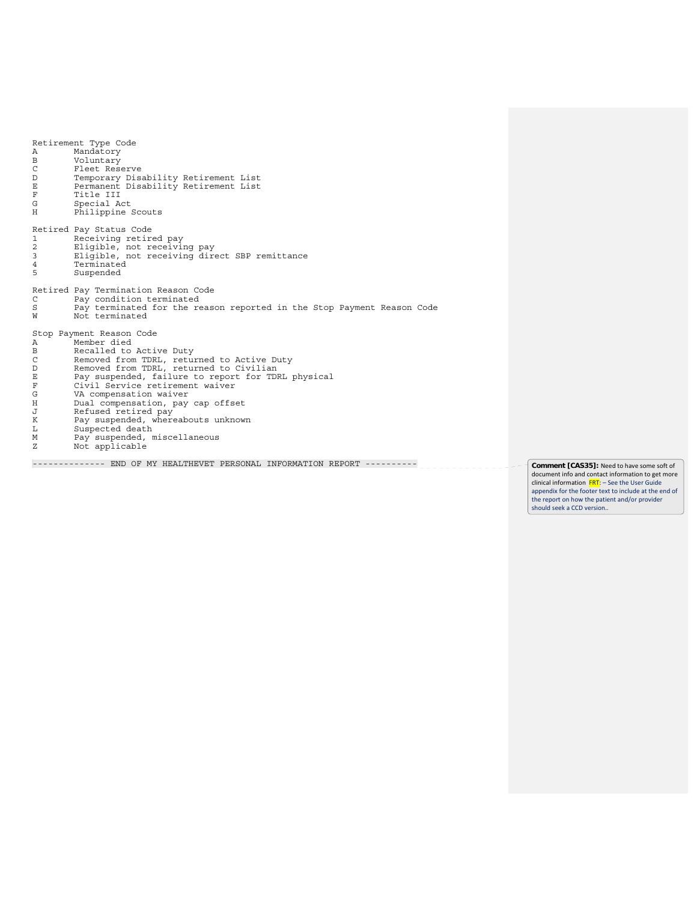```
Retirement Type Code
A       Mandatory
B       Voluntary
C       Fleet Reserve
D       Temporary Disability Retirement List
E       Permanent Disability Retirement List
F       Title III
G       Special Act
H       Philippine Scouts

Retired Pay Status Code
1       Receiving retired pay
2       Eligible, not receiving pay
3       Eligible, not receiving direct SBP remittance
4       Terminated
5       Suspended

Retired Pay Termination Reason Code
C       Pay condition terminated
S       Pay terminated for the reason reported in the Stop Payment Reason Code
W       Not terminated

Stop Payment Reason Code
A       Member died
B       Recalled to Active Duty
C       Removed from TDRL, returned to Active Duty
D       Removed from TDRL, returned to Civilian
E       Pay suspended, failure to report for TDRL physical
F       Civil Service retirement waiver
G       VA compensation waiver
H       Dual compensation, pay cap offset
J       Refused retired pay
K       Pay suspended, whereabouts unknown
L       Suspected death
M       Pay suspended, miscellaneous
Z       Not applicable

-------------- END OF MY HEALTHEVET PERSONAL INFORMATION REPORT ----------
```

**Comment [CAS35]:** Need to have some soft of document info and contact information to get more clinical information FRT: – See the User Guide appendix for the footer text to include at the end of the report on how the patient and/or provider should seek a CCD version..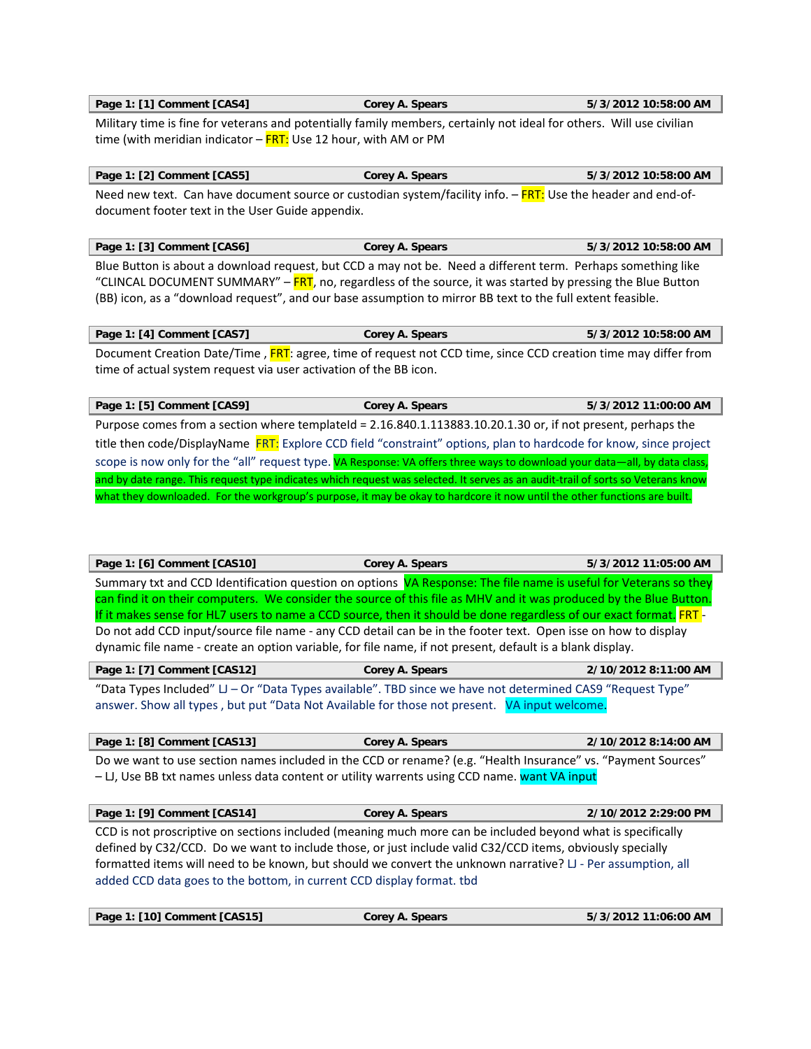**Page 1: [1] Comment [CAS4]** | **Corey A. Spears** | **5/3/2012 10:58:00 AM**

Military time is fine for veterans and potentially family members, certainly not ideal for others. Will use civilian time (with meridian indicator – FRT: Use 12 hour, with AM or PM

**Page 1: [2] Comment [CAS5]** | **Corey A. Spears** | **5/3/2012 10:58:00 AM**

Need new text. Can have document source or custodian system/facility info. – FRT: Use the header and end-of-document footer text in the User Guide appendix.

**Page 1: [3] Comment [CAS6]** | **Corey A. Spears** | **5/3/2012 10:58:00 AM**

Blue Button is about a download request, but CCD a may not be. Need a different term. Perhaps something like "CLINCAL DOCUMENT SUMMARY" – FRT, no, regardless of the source, it was started by pressing the Blue Button (BB) icon, as a "download request", and our base assumption to mirror BB text to the full extent feasible.

**Page 1: [4] Comment [CAS7]** | **Corey A. Spears** | **5/3/2012 10:58:00 AM**

Document Creation Date/Time , FRT: agree, time of request not CCD time, since CCD creation time may differ from time of actual system request via user activation of the BB icon.

**Page 1: [5] Comment [CAS9]** | **Corey A. Spears** | **5/3/2012 11:00:00 AM**

Purpose comes from a section where templateId = 2.16.840.1.113883.10.20.1.30 or, if not present, perhaps the title then code/DisplayName FRT: Explore CCD field "constraint" options, plan to hardcode for know, since project scope is now only for the "all" request type. VA Response: VA offers three ways to download your data—all, by data class, and by date range. This request type indicates which request was selected. It serves as an audit-trail of sorts so Veterans know what they downloaded. For the workgroup's purpose, it may be okay to hardcore it now until the other functions are built.

**Page 1: [6] Comment [CAS10]** | **Corey A. Spears** | **5/3/2012 11:05:00 AM**

Summary txt and CCD Identification question on options VA Response: The file name is useful for Veterans so they can find it on their computers. We consider the source of this file as MHV and it was produced by the Blue Button. If it makes sense for HL7 users to name a CCD source, then it should be done regardless of our exact format. FRT - Do not add CCD input/source file name - any CCD detail can be in the footer text. Open isse on how to display dynamic file name - create an option variable, for file name, if not present, default is a blank display.

**Page 1: [7] Comment [CAS12]** | **Corey A. Spears** | **2/10/2012 8:11:00 AM**

"Data Types Included" LJ – Or "Data Types available". TBD since we have not determined CAS9 "Request Type" answer. Show all types , but put "Data Not Available for those not present. VA input welcome.

**Page 1: [8] Comment [CAS13]** | **Corey A. Spears** | **2/10/2012 8:14:00 AM**

Do we want to use section names included in the CCD or rename? (e.g. "Health Insurance" vs. "Payment Sources" – LJ, Use BB txt names unless data content or utility warrents using CCD name. want VA input

**Page 1: [9] Comment [CAS14]** | **Corey A. Spears** | **2/10/2012 2:29:00 PM**

CCD is not proscriptive on sections included (meaning much more can be included beyond what is specifically defined by C32/CCD. Do we want to include those, or just include valid C32/CCD items, obviously specially formatted items will need to be known, but should we convert the unknown narrative? LJ - Per assumption, all added CCD data goes to the bottom, in current CCD display format. tbd

**Page 1: [10] Comment [CAS15]** | **Corey A. Spears** | **5/3/2012 11:06:00 AM**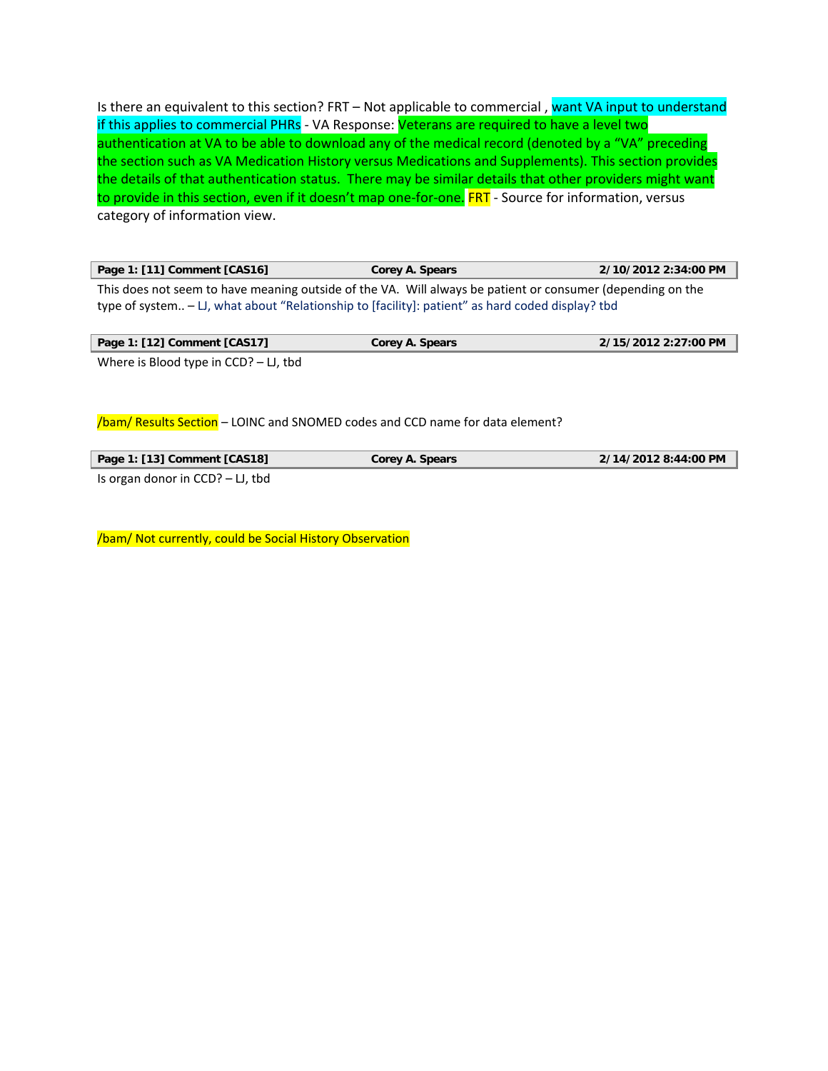Is there an equivalent to this section? FRT – Not applicable to commercial , want VA input to understand if this applies to commercial PHRs - VA Response: Veterans are required to have a level two authentication at VA to be able to download any of the medical record (denoted by a "VA" preceding the section such as VA Medication History versus Medications and Supplements). This section provides the details of that authentication status. There may be similar details that other providers might want to provide in this section, even if it doesn't map one-for-one. FRT - Source for information, versus category of information view.

| Page 1: [11] Comment [CAS16] | Corey A. Spears | 2/10/2012 2:34:00 PM |
|---|---|---|

This does not seem to have meaning outside of the VA. Will always be patient or consumer (depending on the type of system.. – LJ, what about "Relationship to [facility]: patient" as hard coded display? tbd

| Page 1: [12] Comment [CAS17] | Corey A. Spears | 2/15/2012 2:27:00 PM |
|---|---|---|

Where is Blood type in CCD? – LJ, tbd

/bam/ Results Section – LOINC and SNOMED codes and CCD name for data element?

| Page 1: [13] Comment [CAS18] | Corey A. Spears | 2/14/2012 8:44:00 PM |
|---|---|---|

Is organ donor in CCD? – LJ, tbd

/bam/ Not currently, could be Social History Observation